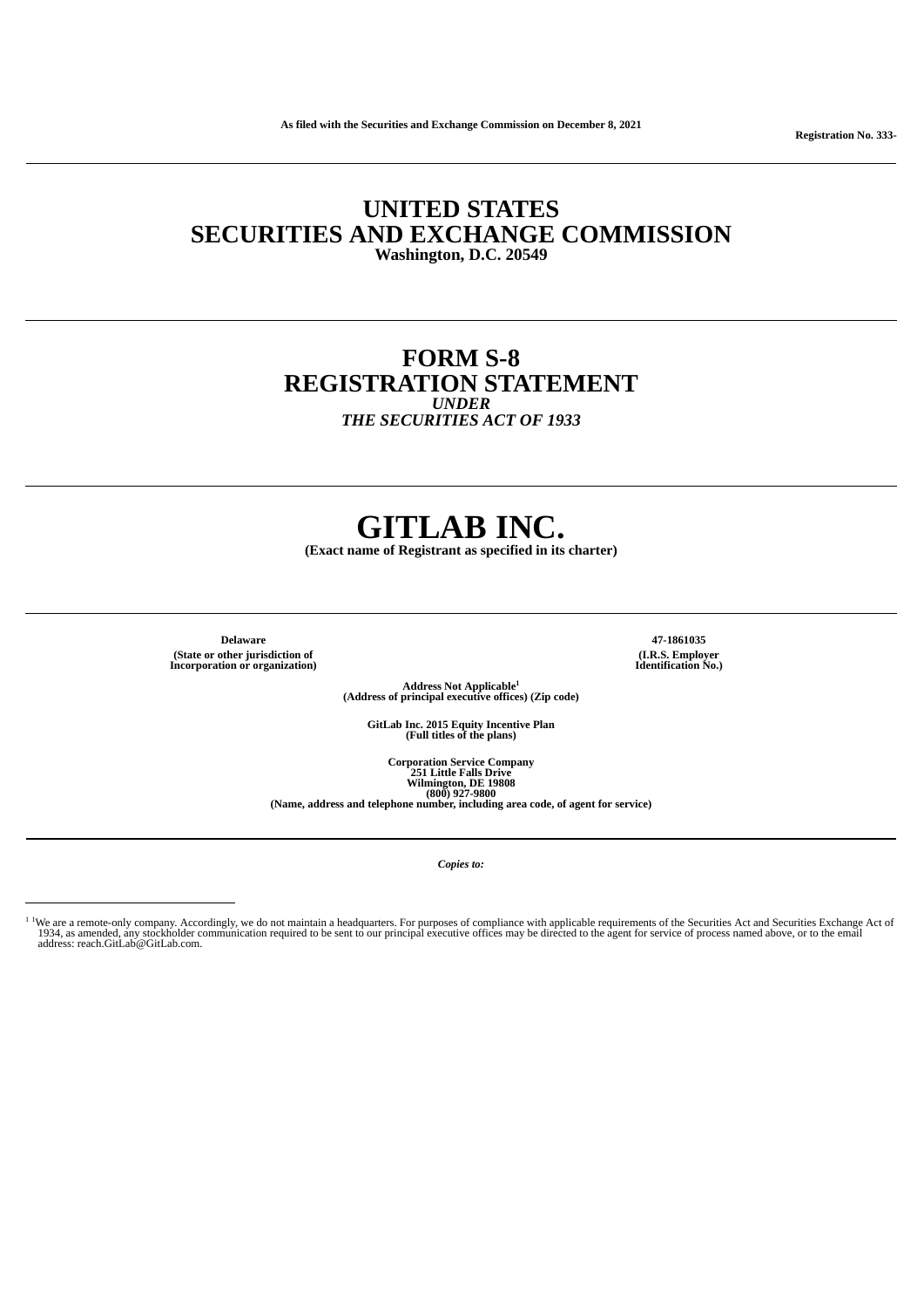As filed with the Securities and Exchange Commission on December 8, 2021

Registration No. 333-

---

# UNITED STATES
# SECURITIES AND EXCHANGE COMMISSION
**Washington, D.C. 20549**

---

# FORM S-8
# REGISTRATION STATEMENT
***UNDER***
***THE SECURITIES ACT OF 1933***

---

# GITLAB INC.
**(Exact name of Registrant as specified in its charter)**

---

| **Delaware** | **47-1861035** |
|---|---|
| **(State or other jurisdiction of Incorporation or organization)** | **(I.R.S. Employer Identification No.)** |

**Address Not Applicable**[1]
**(Address of principal executive offices) (Zip code)**

**GitLab Inc. 2015 Equity Incentive Plan**
**(Full titles of the plans)**

**Corporation Service Company**
**251 Little Falls Drive**
**Wilmington, DE 19808**
**(800) 927-9800**
**(Name, address and telephone number, including area code, of agent for service)**

---

***Copies to:***

---

[1] We are a remote-only company. Accordingly, we do not maintain a headquarters. For purposes of compliance with applicable requirements of the Securities Act and Securities Exchange Act of 1934, as amended, any stockholder communication required to be sent to our principal executive offices may be directed to the agent for service of process named above, or to the email address: reach.GitLab@GitLab.com.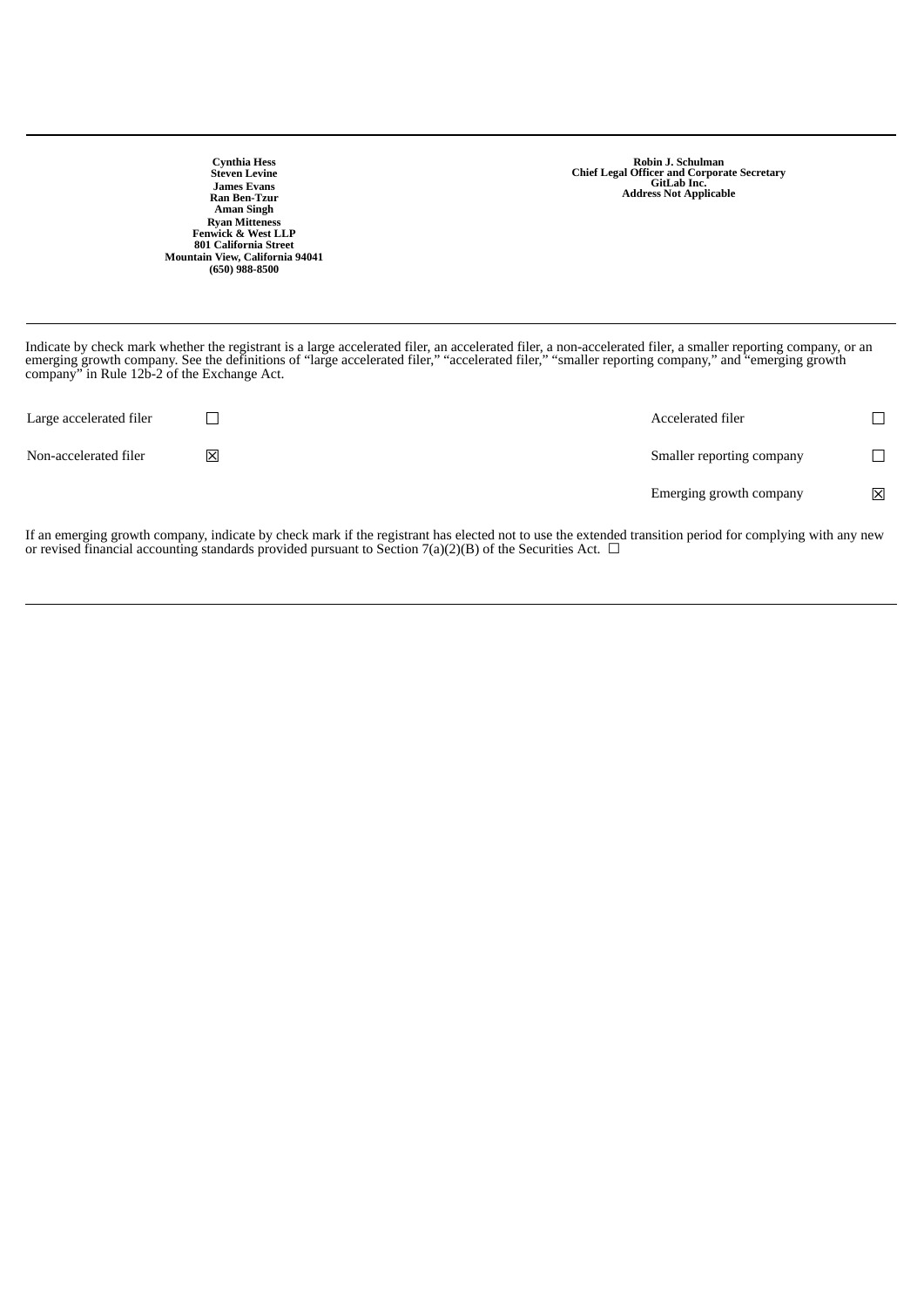**Cynthia Hess**
**Steven Levine**
**James Evans**
**Ran Ben-Tzur**
**Aman Singh**
**Ryan Mitteness**
**Fenwick & West LLP**
**801 California Street**
**Mountain View, California 94041**
**(650) 988-8500**

**Robin J. Schulman**
**Chief Legal Officer and Corporate Secretary**
**GitLab Inc.**
**Address Not Applicable**

---

Indicate by check mark whether the registrant is a large accelerated filer, an accelerated filer, a non-accelerated filer, a smaller reporting company, or an emerging growth company. See the definitions of "large accelerated filer," "accelerated filer," "smaller reporting company," and "emerging growth company" in Rule 12b-2 of the Exchange Act.

| | | | |
|---|---|---|---|
| Large accelerated filer | ☐ | Accelerated filer | ☐ |
| Non-accelerated filer | ☒ | Smaller reporting company | ☐ |
| | | Emerging growth company | ☒ |

If an emerging growth company, indicate by check mark if the registrant has elected not to use the extended transition period for complying with any new or revised financial accounting standards provided pursuant to Section 7(a)(2)(B) of the Securities Act. ☐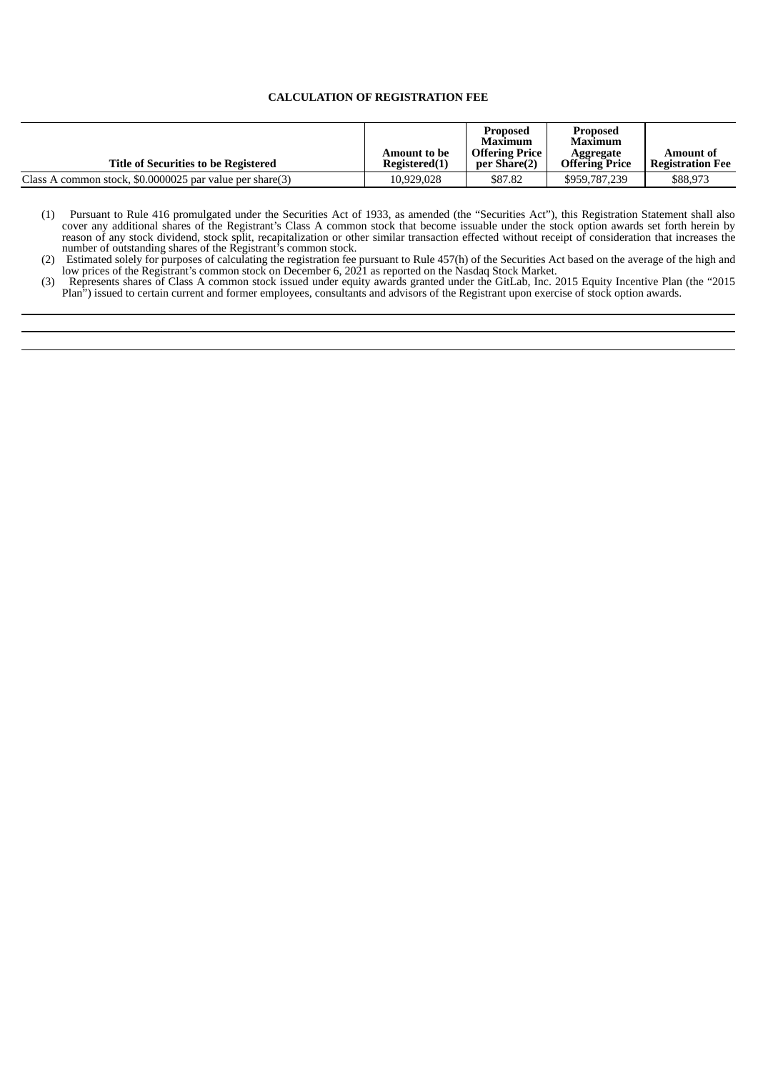**CALCULATION OF REGISTRATION FEE**

| Title of Securities to be Registered | Amount to be Registered(1) | Proposed Maximum Offering Price per Share(2) | Proposed Maximum Aggregate Offering Price | Amount of Registration Fee |
|---|---|---|---|---|
| Class A common stock, $0.0000025 par value per share(3) | 10,929,028 | $87.82 | $959,787,239 | $88,973 |

(1) Pursuant to Rule 416 promulgated under the Securities Act of 1933, as amended (the "Securities Act"), this Registration Statement shall also cover any additional shares of the Registrant's Class A common stock that become issuable under the stock option awards set forth herein by reason of any stock dividend, stock split, recapitalization or other similar transaction effected without receipt of consideration that increases the number of outstanding shares of the Registrant's common stock.

(2) Estimated solely for purposes of calculating the registration fee pursuant to Rule 457(h) of the Securities Act based on the average of the high and low prices of the Registrant's common stock on December 6, 2021 as reported on the Nasdaq Stock Market.

(3) Represents shares of Class A common stock issued under equity awards granted under the GitLab, Inc. 2015 Equity Incentive Plan (the "2015 Plan") issued to certain current and former employees, consultants and advisors of the Registrant upon exercise of stock option awards.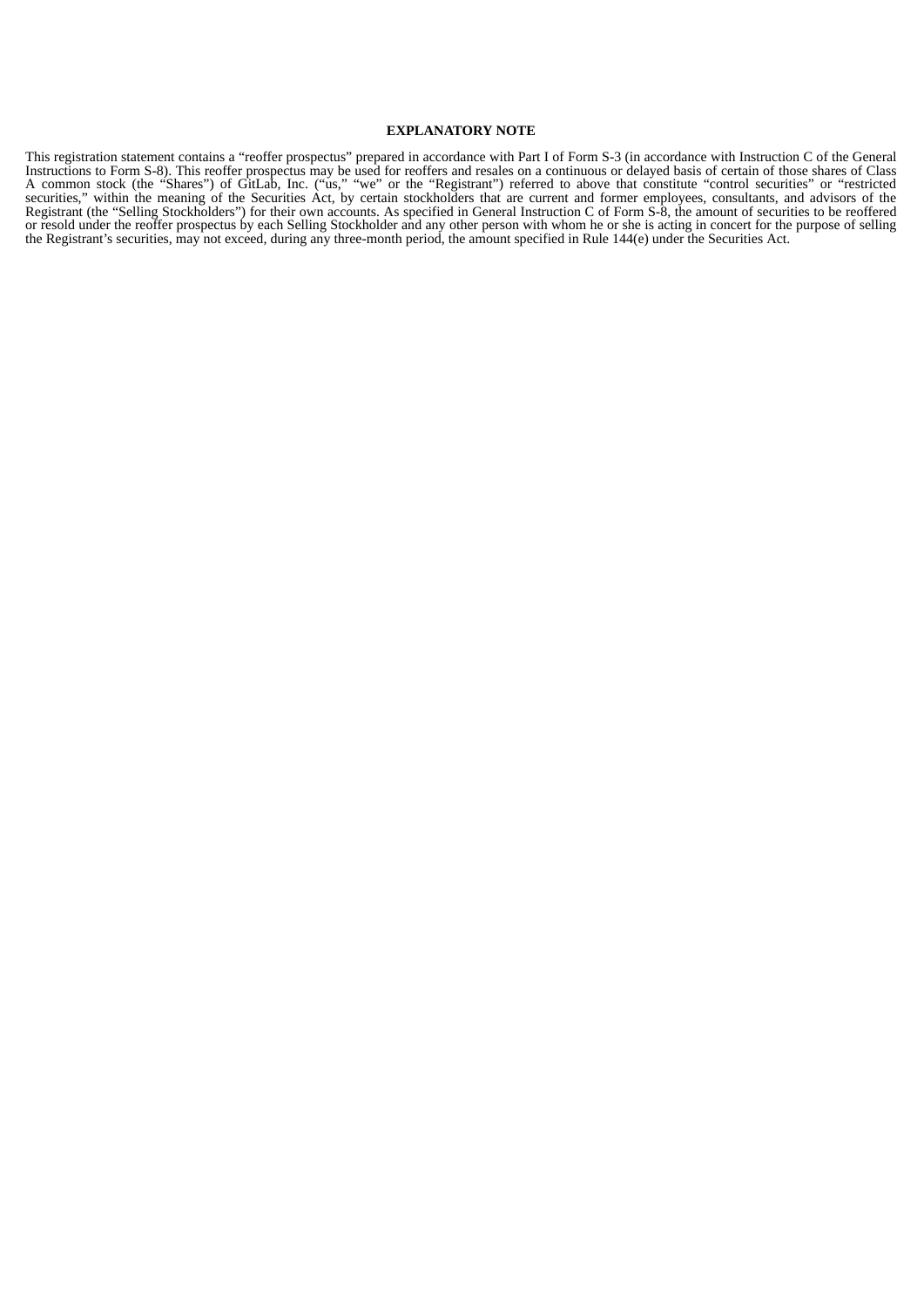**EXPLANATORY NOTE**

This registration statement contains a "reoffer prospectus" prepared in accordance with Part I of Form S-3 (in accordance with Instruction C of the General Instructions to Form S-8). This reoffer prospectus may be used for reoffers and resales on a continuous or delayed basis of certain of those shares of Class A common stock (the "Shares") of GitLab, Inc. ("us," "we" or the "Registrant") referred to above that constitute "control securities" or "restricted securities," within the meaning of the Securities Act, by certain stockholders that are current and former employees, consultants, and advisors of the Registrant (the "Selling Stockholders") for their own accounts. As specified in General Instruction C of Form S-8, the amount of securities to be reoffered or resold under the reoffer prospectus by each Selling Stockholder and any other person with whom he or she is acting in concert for the purpose of selling the Registrant's securities, may not exceed, during any three-month period, the amount specified in Rule 144(e) under the Securities Act.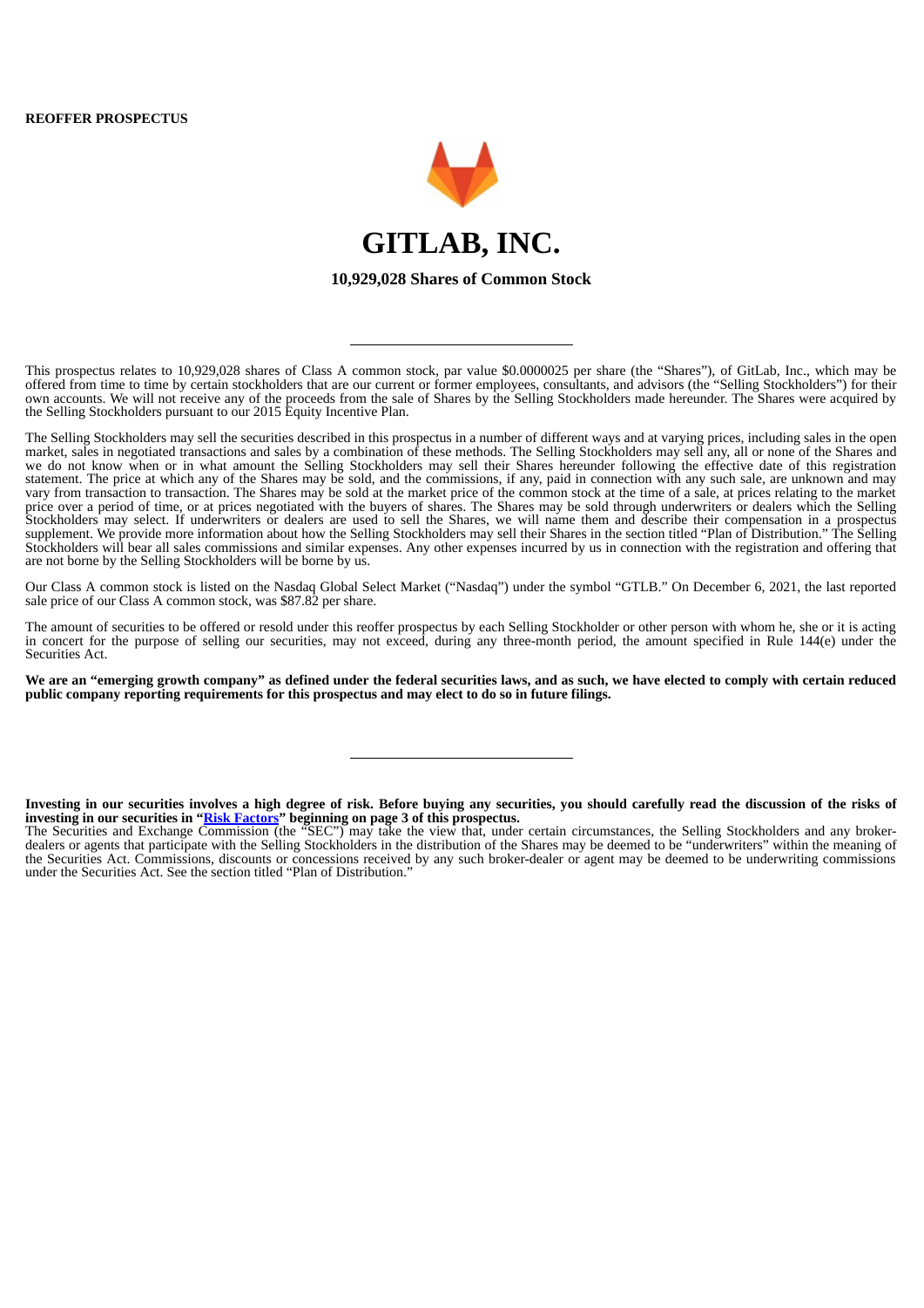**REOFFER PROSPECTUS**

# GITLAB, INC.

**10,929,028 Shares of Common Stock**

---

This prospectus relates to 10,929,028 shares of Class A common stock, par value $0.0000025 per share (the "Shares"), of GitLab, Inc., which may be offered from time to time by certain stockholders that are our current or former employees, consultants, and advisors (the "Selling Stockholders") for their own accounts. We will not receive any of the proceeds from the sale of Shares by the Selling Stockholders made hereunder. The Shares were acquired by the Selling Stockholders pursuant to our 2015 Equity Incentive Plan.

The Selling Stockholders may sell the securities described in this prospectus in a number of different ways and at varying prices, including sales in the open market, sales in negotiated transactions and sales by a combination of these methods. The Selling Stockholders may sell any, all or none of the Shares and we do not know when or in what amount the Selling Stockholders may sell their Shares hereunder following the effective date of this registration statement. The price at which any of the Shares may be sold, and the commissions, if any, paid in connection with any such sale, are unknown and may vary from transaction to transaction. The Shares may be sold at the market price of the common stock at the time of a sale, at prices relating to the market price over a period of time, or at prices negotiated with the buyers of shares. The Shares may be sold through underwriters or dealers which the Selling Stockholders may select. If underwriters or dealers are used to sell the Shares, we will name them and describe their compensation in a prospectus supplement. We provide more information about how the Selling Stockholders may sell their Shares in the section titled "Plan of Distribution." The Selling Stockholders will bear all sales commissions and similar expenses. Any other expenses incurred by us in connection with the registration and offering that are not borne by the Selling Stockholders will be borne by us.

Our Class A common stock is listed on the Nasdaq Global Select Market ("Nasdaq") under the symbol "GTLB." On December 6, 2021, the last reported sale price of our Class A common stock, was $87.82 per share.

The amount of securities to be offered or resold under this reoffer prospectus by each Selling Stockholder or other person with whom he, she or it is acting in concert for the purpose of selling our securities, may not exceed, during any three-month period, the amount specified in Rule 144(e) under the Securities Act.

**We are an "emerging growth company" as defined under the federal securities laws, and as such, we have elected to comply with certain reduced public company reporting requirements for this prospectus and may elect to do so in future filings.**

---

**Investing in our securities involves a high degree of risk. Before buying any securities, you should carefully read the discussion of the risks of investing in our securities in "Risk Factors" beginning on page 3 of this prospectus.**

The Securities and Exchange Commission (the "SEC") may take the view that, under certain circumstances, the Selling Stockholders and any broker-dealers or agents that participate with the Selling Stockholders in the distribution of the Shares may be deemed to be "underwriters" within the meaning of the Securities Act. Commissions, discounts or concessions received by any such broker-dealer or agent may be deemed to be underwriting commissions under the Securities Act. See the section titled "Plan of Distribution."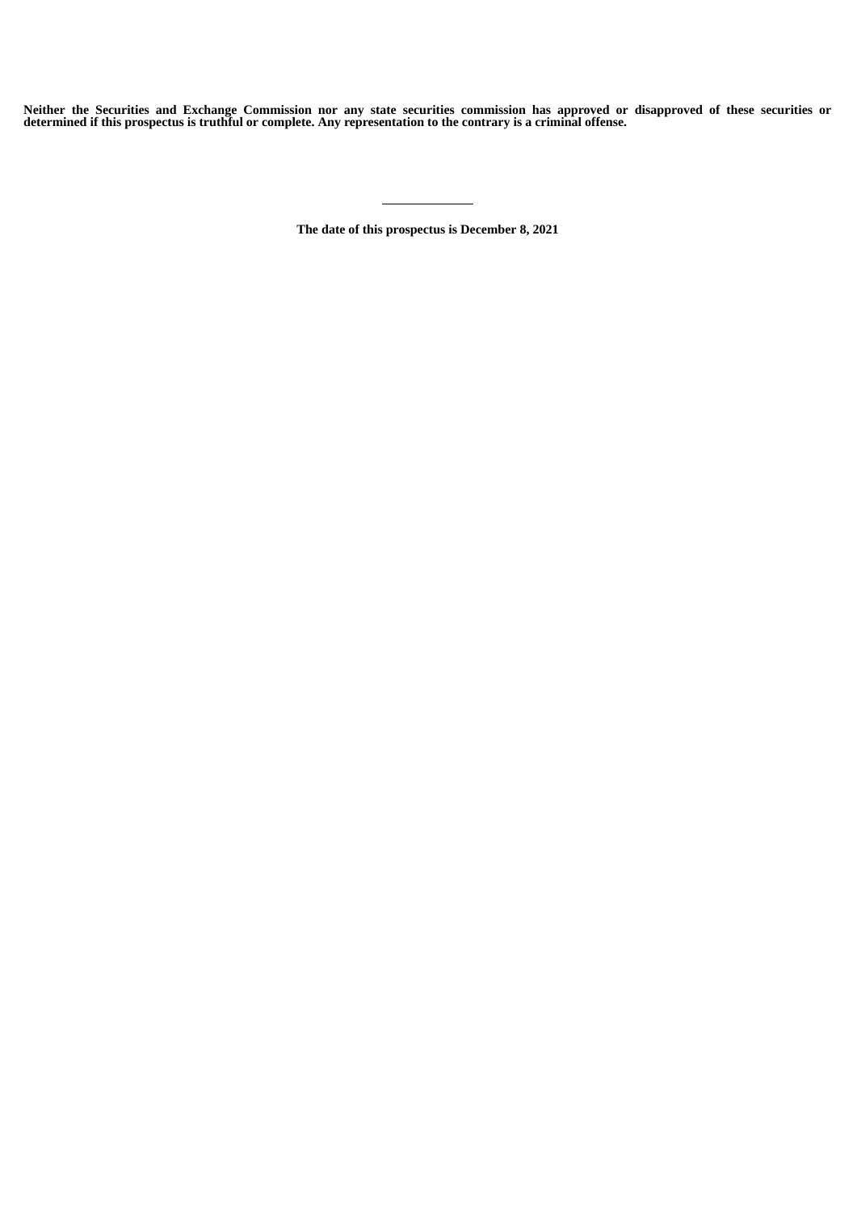**Neither the Securities and Exchange Commission nor any state securities commission has approved or disapproved of these securities or determined if this prospectus is truthful or complete. Any representation to the contrary is a criminal offense.**

---

**The date of this prospectus is December 8, 2021**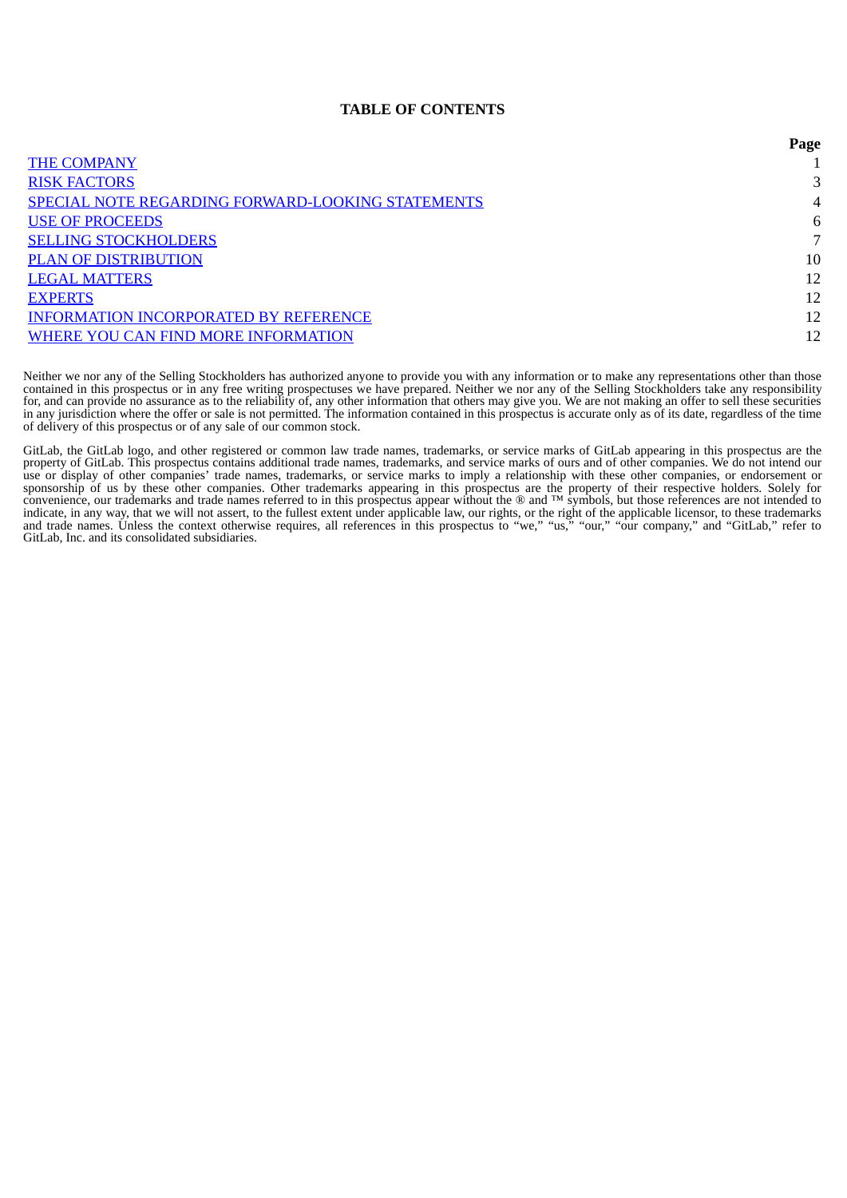**TABLE OF CONTENTS**

| | Page |
|---|---|
| THE COMPANY | 1 |
| RISK FACTORS | 3 |
| SPECIAL NOTE REGARDING FORWARD-LOOKING STATEMENTS | 4 |
| USE OF PROCEEDS | 6 |
| SELLING STOCKHOLDERS | 7 |
| PLAN OF DISTRIBUTION | 10 |
| LEGAL MATTERS | 12 |
| EXPERTS | 12 |
| INFORMATION INCORPORATED BY REFERENCE | 12 |
| WHERE YOU CAN FIND MORE INFORMATION | 12 |

Neither we nor any of the Selling Stockholders has authorized anyone to provide you with any information or to make any representations other than those contained in this prospectus or in any free writing prospectuses we have prepared. Neither we nor any of the Selling Stockholders take any responsibility for, and can provide no assurance as to the reliability of, any other information that others may give you. We are not making an offer to sell these securities in any jurisdiction where the offer or sale is not permitted. The information contained in this prospectus is accurate only as of its date, regardless of the time of delivery of this prospectus or of any sale of our common stock.

GitLab, the GitLab logo, and other registered or common law trade names, trademarks, or service marks of GitLab appearing in this prospectus are the property of GitLab. This prospectus contains additional trade names, trademarks, and service marks of ours and of other companies. We do not intend our use or display of other companies' trade names, trademarks, or service marks to imply a relationship with these other companies, or endorsement or sponsorship of us by these other companies. Other trademarks appearing in this prospectus are the property of their respective holders. Solely for convenience, our trademarks and trade names referred to in this prospectus appear without the ® and ™ symbols, but those references are not intended to indicate, in any way, that we will not assert, to the fullest extent under applicable law, our rights, or the right of the applicable licensor, to these trademarks and trade names. Unless the context otherwise requires, all references in this prospectus to "we," "us," "our," "our company," and "GitLab," refer to GitLab, Inc. and its consolidated subsidiaries.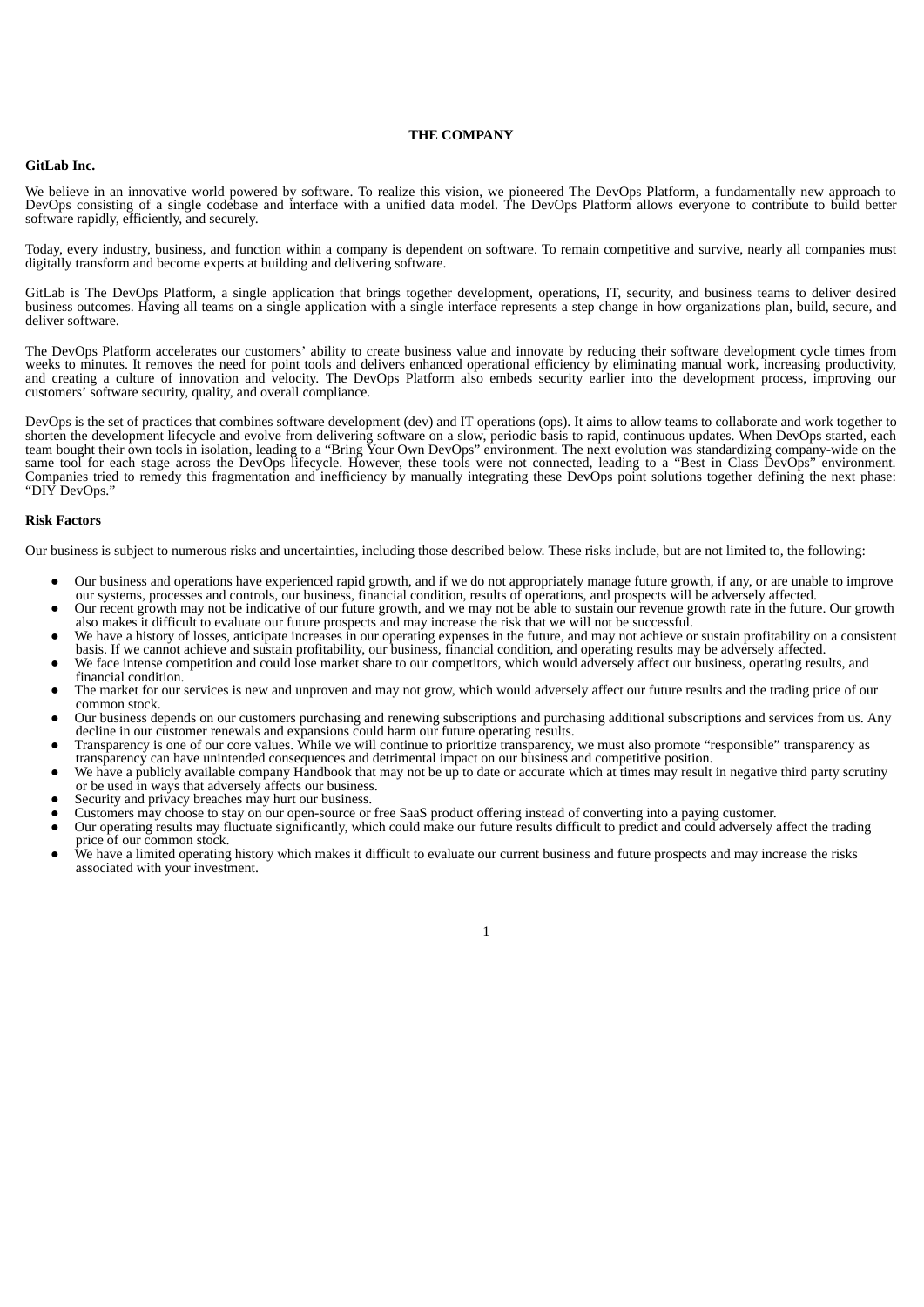# THE COMPANY

## GitLab Inc.

We believe in an innovative world powered by software. To realize this vision, we pioneered The DevOps Platform, a fundamentally new approach to DevOps consisting of a single codebase and interface with a unified data model. The DevOps Platform allows everyone to contribute to build better software rapidly, efficiently, and securely.

Today, every industry, business, and function within a company is dependent on software. To remain competitive and survive, nearly all companies must digitally transform and become experts at building and delivering software.

GitLab is The DevOps Platform, a single application that brings together development, operations, IT, security, and business teams to deliver desired business outcomes. Having all teams on a single application with a single interface represents a step change in how organizations plan, build, secure, and deliver software.

The DevOps Platform accelerates our customers' ability to create business value and innovate by reducing their software development cycle times from weeks to minutes. It removes the need for point tools and delivers enhanced operational efficiency by eliminating manual work, increasing productivity, and creating a culture of innovation and velocity. The DevOps Platform also embeds security earlier into the development process, improving our customers' software security, quality, and overall compliance.

DevOps is the set of practices that combines software development (dev) and IT operations (ops). It aims to allow teams to collaborate and work together to shorten the development lifecycle and evolve from delivering software on a slow, periodic basis to rapid, continuous updates. When DevOps started, each team bought their own tools in isolation, leading to a "Bring Your Own DevOps" environment. The next evolution was standardizing company-wide on the same tool for each stage across the DevOps lifecycle. However, these tools were not connected, leading to a "Best in Class DevOps" environment. Companies tried to remedy this fragmentation and inefficiency by manually integrating these DevOps point solutions together defining the next phase: "DIY DevOps."

## Risk Factors

Our business is subject to numerous risks and uncertainties, including those described below. These risks include, but are not limited to, the following:

- Our business and operations have experienced rapid growth, and if we do not appropriately manage future growth, if any, or are unable to improve our systems, processes and controls, our business, financial condition, results of operations, and prospects will be adversely affected.
- Our recent growth may not be indicative of our future growth, and we may not be able to sustain our revenue growth rate in the future. Our growth also makes it difficult to evaluate our future prospects and may increase the risk that we will not be successful.
- We have a history of losses, anticipate increases in our operating expenses in the future, and may not achieve or sustain profitability on a consistent basis. If we cannot achieve and sustain profitability, our business, financial condition, and operating results may be adversely affected.
- We face intense competition and could lose market share to our competitors, which would adversely affect our business, operating results, and financial condition.
- The market for our services is new and unproven and may not grow, which would adversely affect our future results and the trading price of our common stock.
- Our business depends on our customers purchasing and renewing subscriptions and purchasing additional subscriptions and services from us. Any decline in our customer renewals and expansions could harm our future operating results.
- Transparency is one of our core values. While we will continue to prioritize transparency, we must also promote "responsible" transparency as transparency can have unintended consequences and detrimental impact on our business and competitive position.
- We have a publicly available company Handbook that may not be up to date or accurate which at times may result in negative third party scrutiny or be used in ways that adversely affects our business.
- Security and privacy breaches may hurt our business.
- Customers may choose to stay on our open-source or free SaaS product offering instead of converting into a paying customer.
- Our operating results may fluctuate significantly, which could make our future results difficult to predict and could adversely affect the trading price of our common stock.
- We have a limited operating history which makes it difficult to evaluate our current business and future prospects and may increase the risks associated with your investment.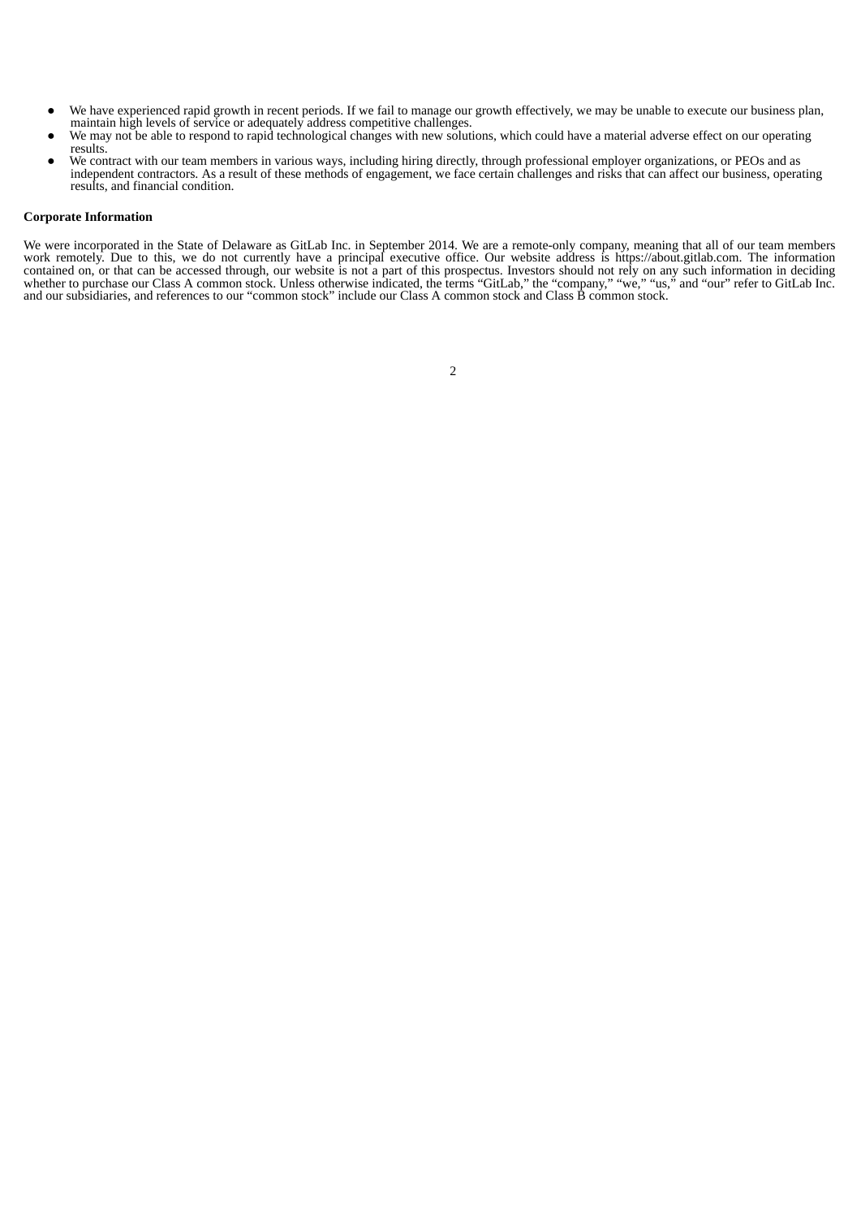- We have experienced rapid growth in recent periods. If we fail to manage our growth effectively, we may be unable to execute our business plan, maintain high levels of service or adequately address competitive challenges.
- We may not be able to respond to rapid technological changes with new solutions, which could have a material adverse effect on our operating results.
- We contract with our team members in various ways, including hiring directly, through professional employer organizations, or PEOs and as independent contractors. As a result of these methods of engagement, we face certain challenges and risks that can affect our business, operating results, and financial condition.

**Corporate Information**

We were incorporated in the State of Delaware as GitLab Inc. in September 2014. We are a remote-only company, meaning that all of our team members work remotely. Due to this, we do not currently have a principal executive office. Our website address is https://about.gitlab.com. The information contained on, or that can be accessed through, our website is not a part of this prospectus. Investors should not rely on any such information in deciding whether to purchase our Class A common stock. Unless otherwise indicated, the terms "GitLab," the "company," "we," "us," and "our" refer to GitLab Inc. and our subsidiaries, and references to our "common stock" include our Class A common stock and Class B common stock.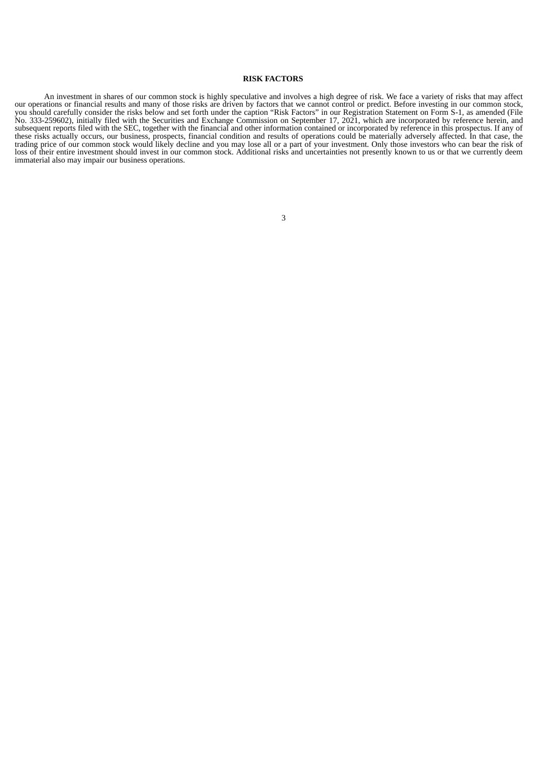## RISK FACTORS

An investment in shares of our common stock is highly speculative and involves a high degree of risk. We face a variety of risks that may affect our operations or financial results and many of those risks are driven by factors that we cannot control or predict. Before investing in our common stock, you should carefully consider the risks below and set forth under the caption "Risk Factors" in our Registration Statement on Form S-1, as amended (File No. 333-259602), initially filed with the Securities and Exchange Commission on September 17, 2021, which are incorporated by reference herein, and subsequent reports filed with the SEC, together with the financial and other information contained or incorporated by reference in this prospectus. If any of these risks actually occurs, our business, prospects, financial condition and results of operations could be materially adversely affected. In that case, the trading price of our common stock would likely decline and you may lose all or a part of your investment. Only those investors who can bear the risk of loss of their entire investment should invest in our common stock. Additional risks and uncertainties not presently known to us or that we currently deem immaterial also may impair our business operations.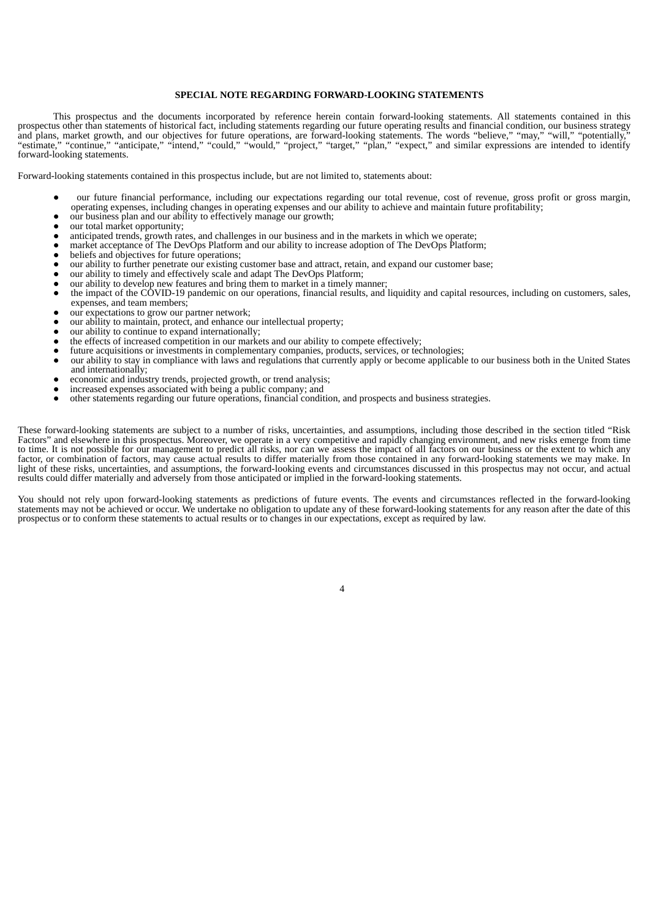## SPECIAL NOTE REGARDING FORWARD-LOOKING STATEMENTS

This prospectus and the documents incorporated by reference herein contain forward-looking statements. All statements contained in this prospectus other than statements of historical fact, including statements regarding our future operating results and financial condition, our business strategy and plans, market growth, and our objectives for future operations, are forward-looking statements. The words "believe," "may," "will," "potentially," "estimate," "continue," "anticipate," "intend," "could," "would," "project," "target," "plan," "expect," and similar expressions are intended to identify forward-looking statements.

Forward-looking statements contained in this prospectus include, but are not limited to, statements about:

- our future financial performance, including our expectations regarding our total revenue, cost of revenue, gross profit or gross margin, operating expenses, including changes in operating expenses and our ability to achieve and maintain future profitability;
- our business plan and our ability to effectively manage our growth;
- our total market opportunity;
- anticipated trends, growth rates, and challenges in our business and in the markets in which we operate;
- market acceptance of The DevOps Platform and our ability to increase adoption of The DevOps Platform;
- beliefs and objectives for future operations;
- our ability to further penetrate our existing customer base and attract, retain, and expand our customer base;
- our ability to timely and effectively scale and adapt The DevOps Platform;
- our ability to develop new features and bring them to market in a timely manner;
- the impact of the COVID-19 pandemic on our operations, financial results, and liquidity and capital resources, including on customers, sales, expenses, and team members;
- our expectations to grow our partner network;
- our ability to maintain, protect, and enhance our intellectual property;
- our ability to continue to expand internationally;
- the effects of increased competition in our markets and our ability to compete effectively;
- future acquisitions or investments in complementary companies, products, services, or technologies;
- our ability to stay in compliance with laws and regulations that currently apply or become applicable to our business both in the United States and internationally;
- economic and industry trends, projected growth, or trend analysis;
- increased expenses associated with being a public company; and
- other statements regarding our future operations, financial condition, and prospects and business strategies.

These forward-looking statements are subject to a number of risks, uncertainties, and assumptions, including those described in the section titled "Risk Factors" and elsewhere in this prospectus. Moreover, we operate in a very competitive and rapidly changing environment, and new risks emerge from time to time. It is not possible for our management to predict all risks, nor can we assess the impact of all factors on our business or the extent to which any factor, or combination of factors, may cause actual results to differ materially from those contained in any forward-looking statements we may make. In light of these risks, uncertainties, and assumptions, the forward-looking events and circumstances discussed in this prospectus may not occur, and actual results could differ materially and adversely from those anticipated or implied in the forward-looking statements.

You should not rely upon forward-looking statements as predictions of future events. The events and circumstances reflected in the forward-looking statements may not be achieved or occur. We undertake no obligation to update any of these forward-looking statements for any reason after the date of this prospectus or to conform these statements to actual results or to changes in our expectations, except as required by law.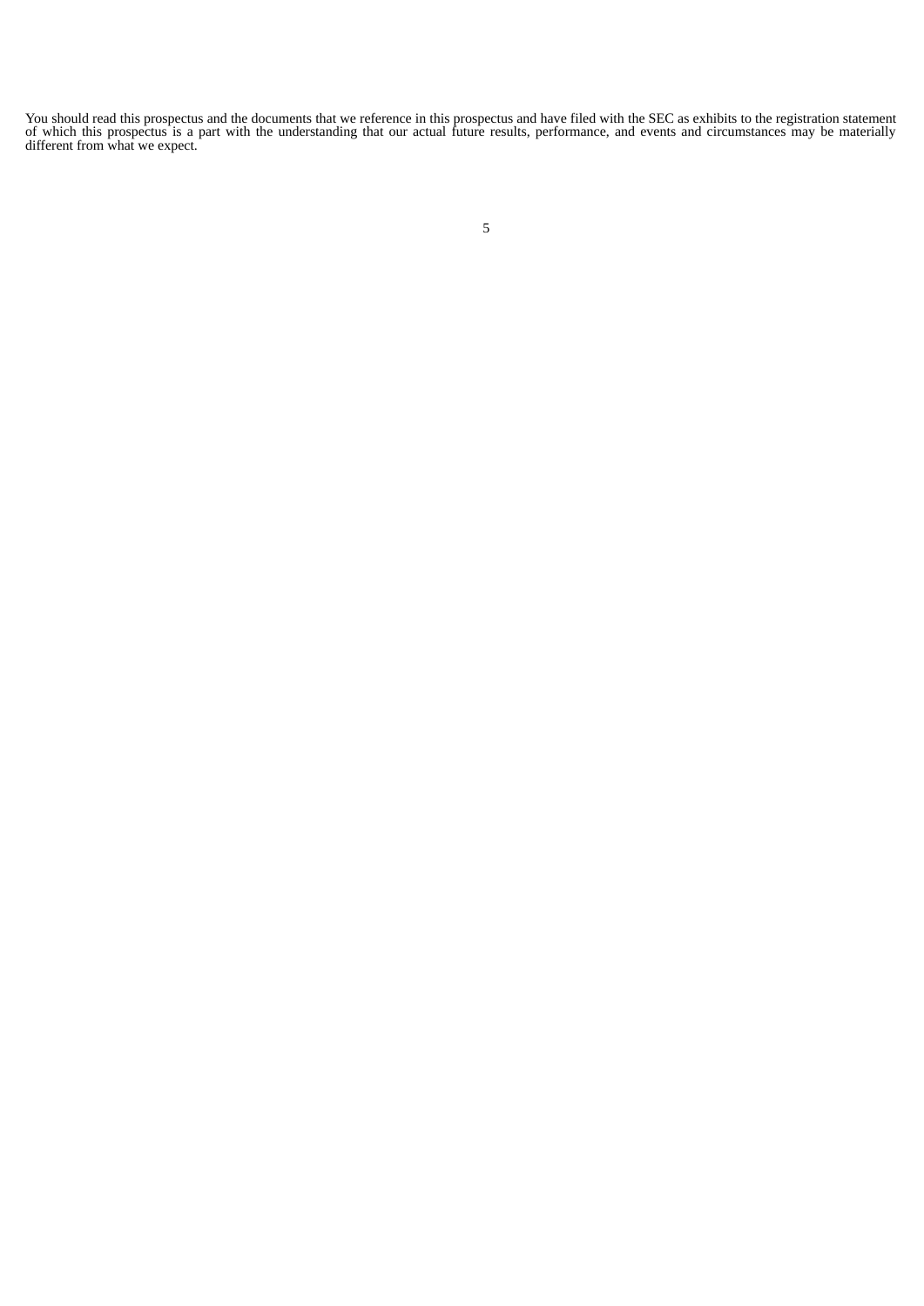You should read this prospectus and the documents that we reference in this prospectus and have filed with the SEC as exhibits to the registration statement of which this prospectus is a part with the understanding that our actual future results, performance, and events and circumstances may be materially different from what we expect.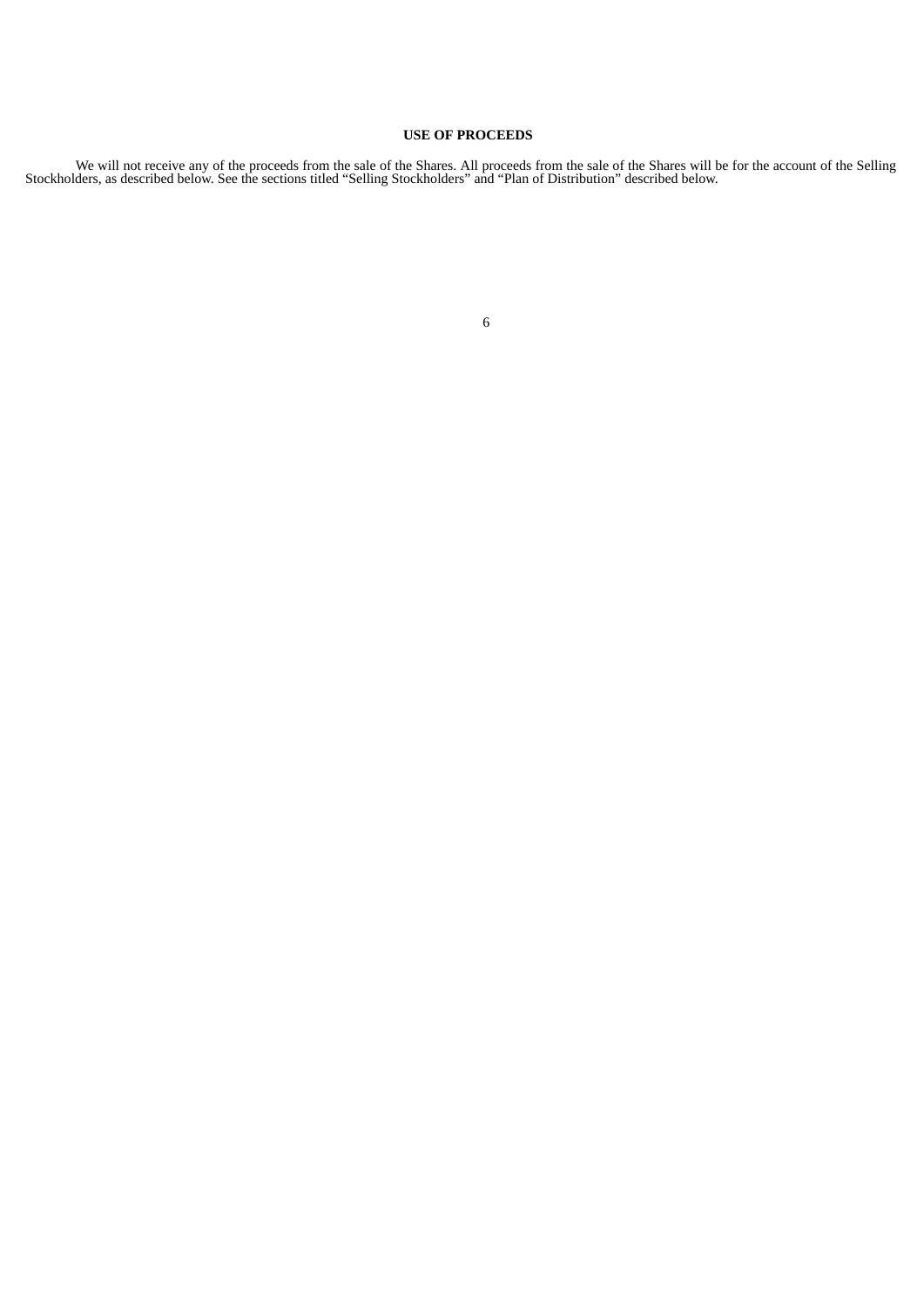## USE OF PROCEEDS

We will not receive any of the proceeds from the sale of the Shares. All proceeds from the sale of the Shares will be for the account of the Selling Stockholders, as described below. See the sections titled "Selling Stockholders" and "Plan of Distribution" described below.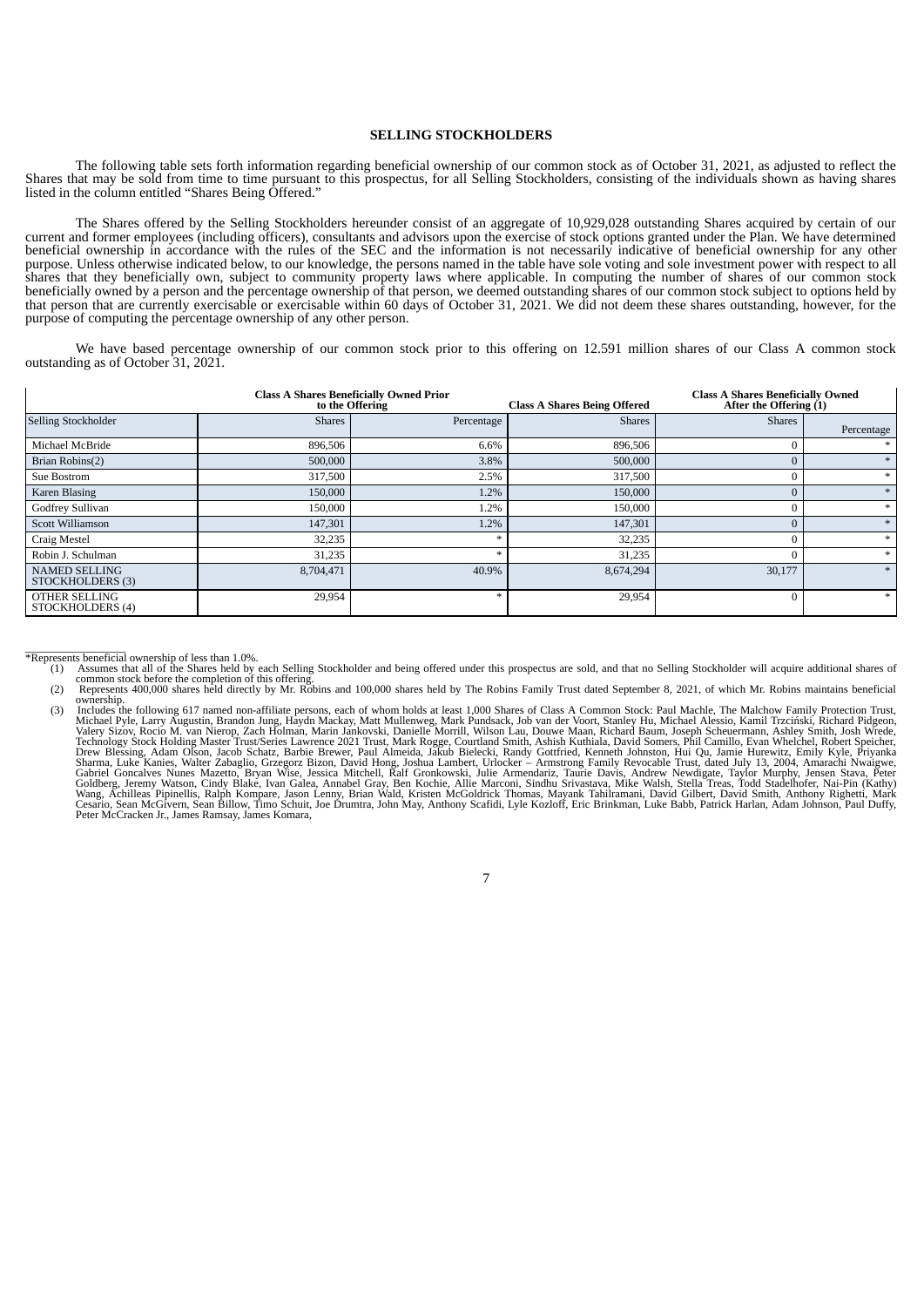## SELLING STOCKHOLDERS

The following table sets forth information regarding beneficial ownership of our common stock as of October 31, 2021, as adjusted to reflect the Shares that may be sold from time to time pursuant to this prospectus, for all Selling Stockholders, consisting of the individuals shown as having shares listed in the column entitled "Shares Being Offered."

The Shares offered by the Selling Stockholders hereunder consist of an aggregate of 10,929,028 outstanding Shares acquired by certain of our current and former employees (including officers), consultants and advisors upon the exercise of stock options granted under the Plan. We have determined beneficial ownership in accordance with the rules of the SEC and the information is not necessarily indicative of beneficial ownership for any other purpose. Unless otherwise indicated below, to our knowledge, the persons named in the table have sole voting and sole investment power with respect to all shares that they beneficially own, subject to community property laws where applicable. In computing the number of shares of our common stock beneficially owned by a person and the percentage ownership of that person, we deemed outstanding shares of our common stock subject to options held by that person that are currently exercisable or exercisable within 60 days of October 31, 2021. We did not deem these shares outstanding, however, for the purpose of computing the percentage ownership of any other person.

We have based percentage ownership of our common stock prior to this offering on 12.591 million shares of our Class A common stock outstanding as of October 31, 2021.

| | Class A Shares Beneficially Owned Prior to the Offering | | Class A Shares Being Offered | Class A Shares Beneficially Owned After the Offering (1) | |
|---|---|---|---|---|---|
| Selling Stockholder | Shares | Percentage | Shares | Shares | Percentage |
| Michael McBride | 896,506 | 6.6% | 896,506 | 0 | * |
| Brian Robins(2) | 500,000 | 3.8% | 500,000 | 0 | * |
| Sue Bostrom | 317,500 | 2.5% | 317,500 | 0 | * |
| Karen Blasing | 150,000 | 1.2% | 150,000 | 0 | * |
| Godfrey Sullivan | 150,000 | 1.2% | 150,000 | 0 | * |
| Scott Williamson | 147,301 | 1.2% | 147,301 | 0 | * |
| Craig Mestel | 32,235 | * | 32,235 | 0 | * |
| Robin J. Schulman | 31,235 | * | 31,235 | 0 | * |
| NAMED SELLING STOCKHOLDERS (3) | 8,704,471 | 40.9% | 8,674,294 | 30,177 | * |
| OTHER SELLING STOCKHOLDERS (4) | 29,954 | * | 29,954 | 0 | * |

\*Represents beneficial ownership of less than 1.0%.

(1) Assumes that all of the Shares held by each Selling Stockholder and being offered under this prospectus are sold, and that no Selling Stockholder will acquire additional shares of common stock before the completion of this offering.

(2) Represents 400,000 shares held directly by Mr. Robins and 100,000 shares held by The Robins Family Trust dated September 8, 2021, of which Mr. Robins maintains beneficial ownership.

(3) Includes the following 617 named non-affiliate persons, each of whom holds at least 1,000 Shares of Class A Common Stock: Paul Machle, The Malchow Family Protection Trust, Michael Pyle, Larry Augustin, Brandon Jung, Haydn Mackay, Matt Mullenweg, Mark Pundsack, Job van der Voort, Stanley Hu, Michael Alessio, Kamil Trzciński, Richard Pidgeon, Valery Sizov, Rocio M. van Nierop, Zach Holman, Marin Jankovski, Danielle Morrill, Wilson Lau, Douwe Maan, Richard Baum, Joseph Scheuermann, Ashley Smith, Josh Wrede, Technology Stock Holding Master Trust/Series Lawrence 2021 Trust, Mark Rogge, Courtland Smith, Ashish Kuthiala, David Somers, Phil Camillo, Evan Whelchel, Robert Speicher, Drew Blessing, Adam Olson, Jacob Schatz, Barbie Brewer, Paul Almeida, Jakub Bielecki, Randy Gottfried, Kenneth Johnston, Hui Qu, Jamie Hurewitz, Emily Kyle, Priyanka Sharma, Luke Kanies, Walter Zabaglio, Grzegorz Bizon, David Hong, Joshua Lambert, Urlocker – Armstrong Family Revocable Trust, dated July 13, 2004, Amarachi Nwaigwe, Gabriel Goncalves Nunes Mazetto, Bryan Wise, Jessica Mitchell, Ralf Gronkowski, Julie Armendariz, Taurie Davis, Andrew Newdigate, Taylor Murphy, Jensen Stava, Peter Goldberg, Jeremy Watson, Cindy Blake, Ivan Galea, Annabel Gray, Ben Kochie, Allie Marconi, Sindhu Srivastava, Mike Walsh, Stella Treas, Todd Stadelhofer, Nai-Pin (Kathy) Wang, Achilleas Pipinellis, Ralph Kompare, Jason Lenny, Brian Wald, Kristen McGoldrick Thomas, Mayank Tahilramani, David Gilbert, David Smith, Anthony Righetti, Mark Cesario, Sean McGivern, Sean Billow, Timo Schuit, Joe Drumtra, John May, Anthony Scafidi, Lyle Kozloff, Eric Brinkman, Luke Babb, Patrick Harlan, Adam Johnson, Paul Duffy, Peter McCracken Jr., James Ramsay, James Komara,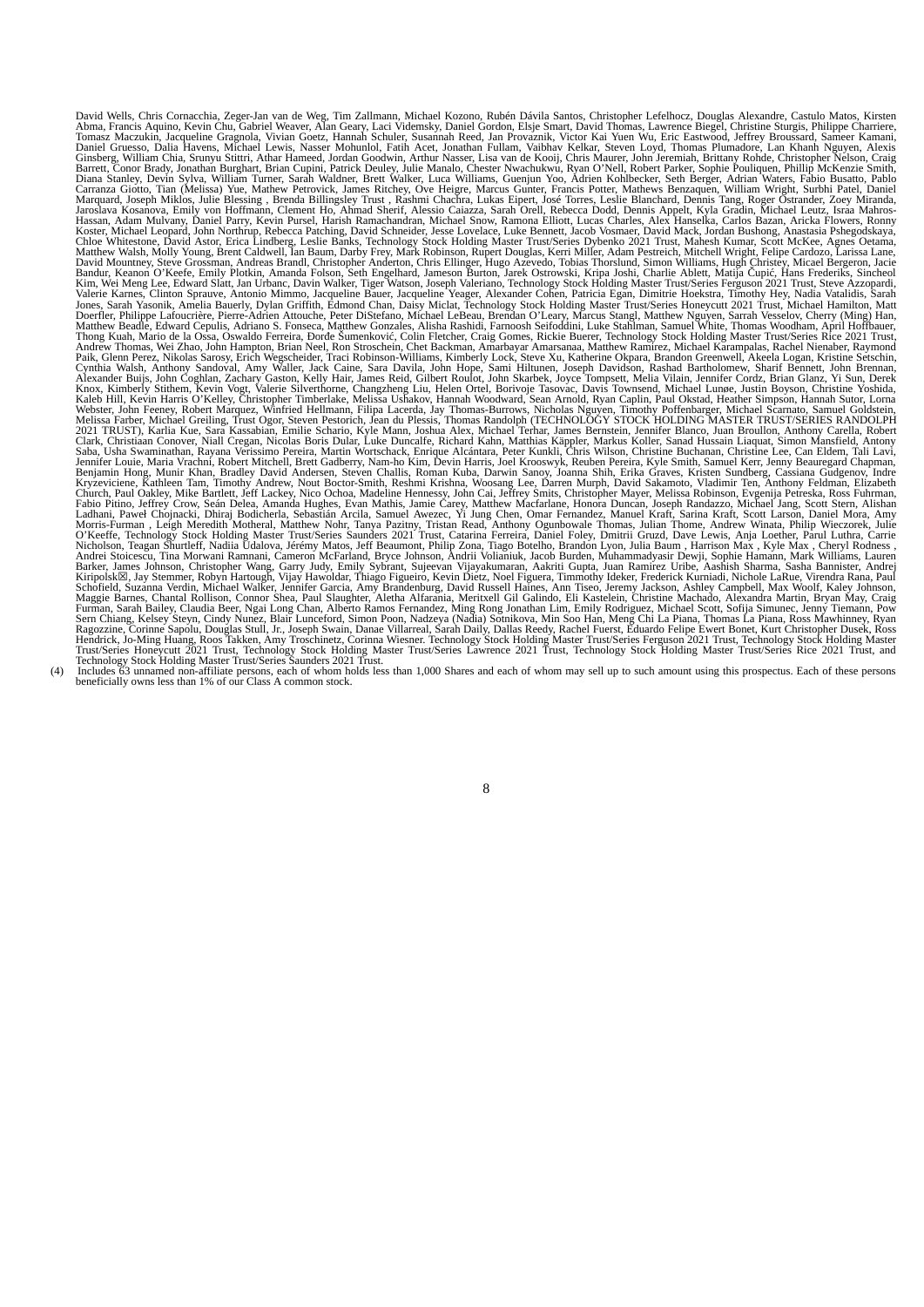David Wells, Chris Cornacchia, Zeger-Jan van de Weg, Tim Zallmann, Michael Kozono, Rubén Dávila Santos, Christopher Lefelhocz, Douglas Alexandre, Castulo Matos, Kirsten Abma, Francis Aquino, Kevin Chu, Gabriel Weaver, Alan Geary, Laci Videmsky, Daniel Gordon, Elsje Smart, David Thomas, Lawrence Biegel, Christine Sturgis, Philippe Charriere, Tomasz Maczukin, Jacqueline Gragnola, Vivian Goetz, Hannah Schuler, Susannah Reed, Jan Provaznik, Victor Kai Yuen Wu, Eric Eastwood, Jeffrey Broussard, Sameer Kamani, Daniel Gruesso, Dalia Havens, Michael Lewis, Nasser Mohunlol, Fatih Acet, Jonathan Fullam, Vaibhav Kelkar, Steven Loyd, Thomas Plumadore, Lan Khanh Nguyen, Alexis Ginsberg, William Chia, Srunyu Stittri, Athar Hameed, Jordan Goodwin, Arthur Nasser, Lisa van de Kooij, Chris Maurer, John Jeremiah, Brittany Rohde, Christopher Nelson, Craig Barrett, Conor Brady, Jonathan Burghart, Brian Cupini, Patrick Deuley, Julie Manalo, Chester Nwachukwu, Ryan O'Neill, Robert Parker, Sophie Pouliquen, Phillip McKenzie Smith, Diana Stanley, Devin Sylva, William Turner, Sarah Waldner, Brett Walker, Luca Williams, Guenjun Yoo, Adrien Kohlbecker, Seth Berger, Adrian Waters, Fabio Busatto, Pablo Carranza Giotto, Tian (Melissa) Yue, Mathew Petrovick, James Ritchey, Ove Heigre, Marcus Gunter, Francis Potter, Mathews Benzaquen, William Wright, Surbhi Patel, Daniel Marquard, Joseph Miklos, Julie Blessing , Brenda Billingsley Trust , Rashmi Chachra, Lukas Eipert, José Torres, Leslie Blanchard, Dennis Tang, Roger Ostrander, Zoey Miranda, Jaroslava Kosanova, Emily von Hoffmann, Clement Ho, Ahmad Sherif, Alessio Caiazza, Sarah Orell, Rebecca Dodd, Dennis Appelt, Kyla Gradin, Michael Leutz, Israa Mahros-Hassan, Adam Mulvany, Daniel Parry, Kevin Pursel, Harish Ramachandran, Michael Snow, Ramona Elliott, Lucas Charles, Alex Hanselka, Carlos Bazan, Aricka Flowers, Ronny Koster, Michael Leopard, John Northrup, Rebecca Patching, David Schneider, Jesse Lovelace, Luke Bennett, Jacob Vosmaer, David Mack, Jordan Bushong, Anastasia Pshegodskaya, Chloe Whitestone, David Astor, Erica Lindberg, Leslie Banks, Technology Stock Holding Master Trust/Series Dybenko 2021 Trust, Mahesh Kumar, Scott McKee, Agnes Oetama, Matthew Walsh, Molly Young, Brent Caldwell, Ian Baum, Darby Frey, Mark Robinson, Rupert Douglas, Kerri Miller, Adam Pestreich, Mitchell Wright, Felipe Cardozo, Larissa Lane, David Mountney, Steve Grossman, Andreas Brandl, Christopher Anderton, Chris Ellinger, Hugo Azevedo, Tobias Thorslund, Simon Williams, Hugh Christey, Micael Bergeron, Jacie Bandur, Keanon O'Keefe, Emily Plotkin, Amanda Folson, Seth Engelhard, Jameson Burton, Jarek Ostrowski, Kripa Joshi, Charlie Ablett, Matija Čupić, Hans Frederiks, Sincheol Kim, Wei Meng Lee, Edward Slatt, Jan Urbanc, Davin Walker, Tiger Watson, Joseph Valeriano, Technology Stock Holding Master Trust/Series Ferguson 2021 Trust, Steve Azzopardi, Valerie Karnes, Clinton Sprauve, Antonio Mimmo, Jacqueline Bauer, Jacqueline Yeager, Alexander Cohen, Patricia Egan, Dimitrie Hoekstra, Timothy Hey, Nadia Vatalidis, Sarah Jones, Sarah Yasonik, Amelia Bauerly, Dylan Griffith, Edmond Chan, Daisy Miclat, Technology Stock Holding Master Trust/Series Honeycutt 2021 Trust, Michael Hamilton, Matt Doerfler, Philippe Lafoucrière, Pierre-Adrien Attouche, Peter DiStefano, Michael LeBeau, Brendan O'Leary, Marcus Stangl, Matthew Nguyen, Sarrah Vesselov, Cherry (Ming) Han, Matthew Beadle, Edward Cepulis, Adriano S. Fonseca, Matthew Gonzales, Alisha Rashidi, Farnoosh Seifoddini, Luke Stahlman, Samuel White, Thomas Woodham, April Hoffbauer, Thong Kuah, Mario de la Ossa, Oswaldo Ferreira, Đorđe Šumenković, Colin Fletcher, Craig Gomes, Rickie Buerer, Technology Stock Holding Master Trust/Series Rice 2021 Trust, Andrew Thomas, Wei Zhao, John Hampton, Brian Neel, Ron Stroschein, Chet Backman, Amarbayar Amarsanaa, Matthew Ramirez, Michael Karampalas, Rachel Nienaber, Raymond Paik, Glenn Perez, Nikolas Sarosy, Erich Wegscheider, Traci Robinson-Williams, Kimberly Lock, Steve Xu, Katherine Okpara, Brandon Greenwell, Akeela Logan, Kristine Setschin, Cynthia Walsh, Anthony Sandoval, Amy Waller, Jack Caine, Sara Davila, John Hope, Sami Hiltunen, Joseph Davidson, Rashad Bartholomew, Sharif Bennett, John Brennan, Alexander Buijs, John Coghlan, Zachary Gaston, Kelly Hair, James Reid, Gilbert Roulot, John Skarbek, Joyce Tompsett, Melia Vilain, Jennifer Cordz, Brian Glanz, Yi Sun, Derek Knox, Kimberly Stithem, Kevin Vogt, Valerie Silverthorne, Changzheng Liu, Helen Ortel, Borivoje Tasovac, Davis Townsend, Michael Lunøe, Justin Boyson, Christine Yoshida, Kaleb Hill, Kevin Harris O'Kelley, Christopher Timberlake, Melissa Ushakov, Hannah Woodward, Sean Arnold, Ryan Caplin, Paul Okstad, Heather Simpson, Hannah Sutor, Lorna Webster, John Feeney, Robert Marquez, Winfried Hellmann, Filipa Lacerda, Jay Thomas-Burrows, Nicholas Nguyen, Timothy Poffenbarger, Michael Scarnato, Samuel Goldstein, Melissa Farber, Michael Greiling, Trust Ogor, Steven Pestorich, Jean du Plessis, Thomas Randolph (TECHNOLOGY STOCK HOLDING MASTER TRUST/SERIES RANDOLPH 2021 TRUST), Karlia Kue, Sara Kassabian, Emilie Schario, Kyle Mann, Joshua Alex, Michael Terhar, James Bernstein, Jennifer Blanco, Juan Broullon, Anthony Carella, Robert Clark, Christiaan Conover, Niall Cregan, Nicolas Boris Dular, Luke Duncalfe, Richard Kahn, Matthias Käppler, Markus Koller, Sanad Hussain Liaquat, Simon Mansfield, Antony Saba, Usha Swaminathan, Rayana Verissimo Pereira, Martin Wortschack, Enrique Alcántara, Peter Kunkli, Chris Wilson, Christine Buchanan, Christine Lee, Can Eldem, Tali Lavi, Jennifer Louie, Maria Vrachni, Robert Mitchell, Brett Gadberry, Nam-ho Kim, Devin Harris, Joel Krooswyk, Reuben Pereira, Kyle Smith, Samuel Kerr, Jenny Beauregard Chapman, Benjamin Hong, Munir Khan, Bradley David Andersen, Steven Challis, Roman Kuba, Darwin Sanoy, Joanna Shih, Erika Graves, Kristen Sundberg, Cassiana Gudgenov, Indre Kryzeviciene, Kathleen Tam, Timothy Andrew, Nout Boctor-Smith, Reshmi Krishna, Woosang Lee, Darren Murph, David Sakamoto, Vladimir Ten, Anthony Feldman, Elizabeth Church, Paul Oakley, Mike Bartlett, Jeff Lackey, Nico Ochoa, Madeline Hennessy, John Cai, Jeffrey Smits, Christopher Mayer, Melissa Robinson, Evgenija Petreska, Ross Fuhrman, Fabio Pitino, Jeffrey Crow, Seán Delea, Amanda Hughes, Evan Mathis, Jamie Carey, Matthew Macfarlane, Honora Duncan, Joseph Randazzo, Michael Jang, Scott Stern, Alishan Ladhani, Paweł Chojnacki, Dhiraj Bodicherla, Sebastián Arcila, Samuel Awezec, Yi Jung Chen, Omar Fernandez, Manuel Kraft, Sarina Kraft, Scott Larson, Daniel Mora, Amy Morris-Furman , Leigh Meredith Motheral, Matthew Nohr, Tanya Pazitny, Tristan Read, Anthony Ogunbowale Thomas, Julian Thome, Andrew Winata, Philip Wieczorek, Julie O'Keeffe, Technology Stock Holding Master Trust/Series Saunders 2021 Trust, Catarina Ferreira, Daniel Foley, Dmitrii Gruzd, Dave Lewis, Anja Loether, Parul Luthra, Carrie Nicholson, Teagan Shurtleff, Nadiia Udalova, Jérémy Matos, Jeff Beaumont, Philip Zona, Tiago Botelho, Brandon Lyon, Julia Baum , Harrison Max , Kyle Max , Cheryl Rodness , Andrei Stoicescu, Tina Morwani Ramnani, Cameron McFarland, Bryce Johnson, Andrii Volianiuk, Jacob Burden, Muhammadyasir Dewji, Sophie Hamann, Mark Williams, Lauren Barker, James Johnson, Christopher Wang, Garry Judy, Emily Sybrant, Sujeevan Vijayakumaran, Aakriti Gupta, Juan Ramirez Uribe, Aashish Sharma, Sasha Bannister, Andrej Kiripolsk☒, Jay Stemmer, Robyn Hartough, Vijay Hawoldar, Thiago Figueiro, Kevin Dietz, Noel Figuera, Timmothy Ideker, Frederick Kurniadi, Nichole LaRue, Virendra Rana, Paul Schofield, Suzanna Verdin, Michael Walker, Jennifer Garcia, Amy Brandenburg, David Russell Haines, Ann Tiseo, Jeremy Jackson, Ashley Campbell, Max Woolf, Kaley Johnson, Maggie Barnes, Chantal Rollison, Connor Shea, Paul Slaughter, Aletha Alfarania, Meritxell Gil Galindo, Eli Kastelein, Christine Machado, Alexandra Martin, Bryan May, Craig Furman, Sarah Bailey, Claudia Beer, Ngai Long Chan, Alberto Ramos Fernandez, Ming Rong Jonathan Lim, Emily Rodriguez, Michael Scott, Sofija Simunec, Jenny Tiemann, Pow Sern Chiang, Kelsey Steyn, Cindy Nunez, Blair Lunceford, Simon Poon, Nadezya (Nadia) Sotnikova, Min Soo Han, Meng Chi La Piana, Thomas La Piana, Ross Mawhinney, Ryan Ragozzine, Corinne Sapolu, Douglas Stull, Jr., Joseph Swain, Danae Villarreal, Sarah Daily, Dallas Reedy, Rachel Fuerst, Eduardo Felipe Ewert Bonet, Kurt Christopher Dusek, Ross Hendrick, Jo-Ming Huang, Roos Takken, Amy Troschinetz, Corinna Wiesner. Technology Stock Holding Master Trust/Series Ferguson 2021 Trust, Technology Stock Holding Master Trust/Series Honeycutt 2021 Trust, Technology Stock Holding Master Trust/Series Lawrence 2021 Trust, Technology Stock Holding Master Trust/Series Rice 2021 Trust, and Technology Stock Holding Master Trust/Series Saunders 2021 Trust.

(4) Includes 63 unnamed non-affiliate persons, each of whom holds less than 1,000 Shares and each of whom may sell up to such amount using this prospectus. Each of these persons beneficially owns less than 1% of our Class A common stock.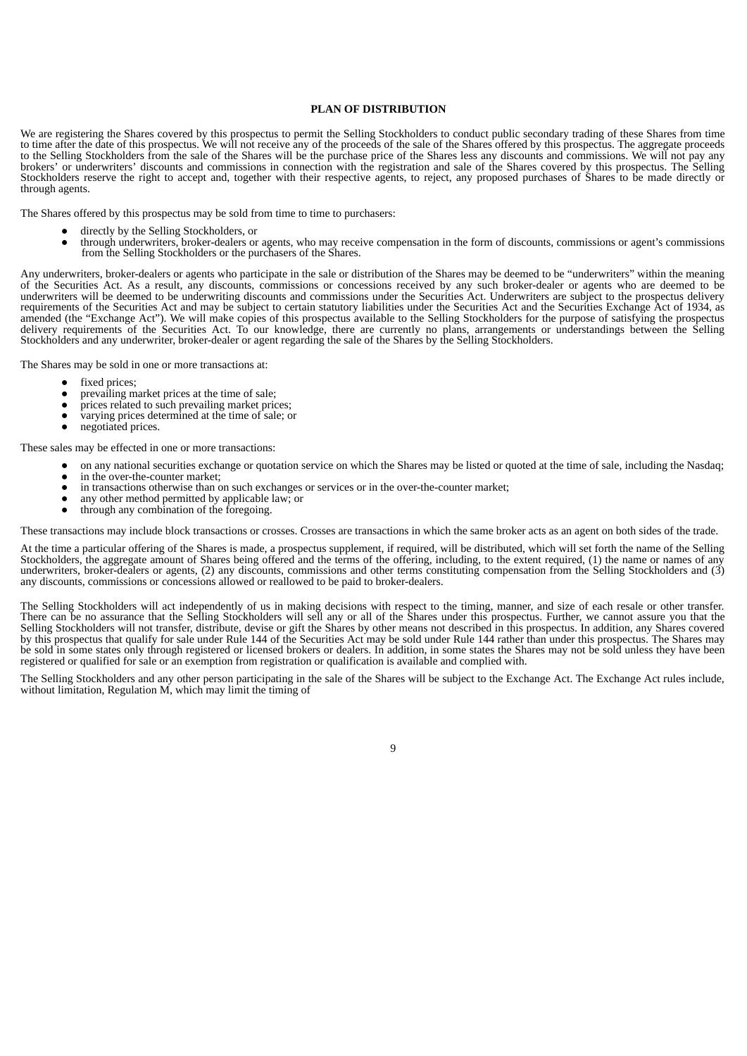## PLAN OF DISTRIBUTION

We are registering the Shares covered by this prospectus to permit the Selling Stockholders to conduct public secondary trading of these Shares from time to time after the date of this prospectus. We will not receive any of the proceeds of the sale of the Shares offered by this prospectus. The aggregate proceeds to the Selling Stockholders from the sale of the Shares will be the purchase price of the Shares less any discounts and commissions. We will not pay any brokers' or underwriters' discounts and commissions in connection with the registration and sale of the Shares covered by this prospectus. The Selling Stockholders reserve the right to accept and, together with their respective agents, to reject, any proposed purchases of Shares to be made directly or through agents.

The Shares offered by this prospectus may be sold from time to time to purchasers:

- directly by the Selling Stockholders, or
- through underwriters, broker-dealers or agents, who may receive compensation in the form of discounts, commissions or agent's commissions from the Selling Stockholders or the purchasers of the Shares.

Any underwriters, broker-dealers or agents who participate in the sale or distribution of the Shares may be deemed to be "underwriters" within the meaning of the Securities Act. As a result, any discounts, commissions or concessions received by any such broker-dealer or agents who are deemed to be underwriters will be deemed to be underwriting discounts and commissions under the Securities Act. Underwriters are subject to the prospectus delivery requirements of the Securities Act and may be subject to certain statutory liabilities under the Securities Act and the Securities Exchange Act of 1934, as amended (the "Exchange Act"). We will make copies of this prospectus available to the Selling Stockholders for the purpose of satisfying the prospectus delivery requirements of the Securities Act. To our knowledge, there are currently no plans, arrangements or understandings between the Selling Stockholders and any underwriter, broker-dealer or agent regarding the sale of the Shares by the Selling Stockholders.

The Shares may be sold in one or more transactions at:

- fixed prices;
- prevailing market prices at the time of sale;
- prices related to such prevailing market prices;
- varying prices determined at the time of sale; or
- negotiated prices.

These sales may be effected in one or more transactions:

- on any national securities exchange or quotation service on which the Shares may be listed or quoted at the time of sale, including the Nasdaq;
- in the over-the-counter market;
- in transactions otherwise than on such exchanges or services or in the over-the-counter market;
- any other method permitted by applicable law; or
- through any combination of the foregoing.

These transactions may include block transactions or crosses. Crosses are transactions in which the same broker acts as an agent on both sides of the trade.

At the time a particular offering of the Shares is made, a prospectus supplement, if required, will be distributed, which will set forth the name of the Selling Stockholders, the aggregate amount of Shares being offered and the terms of the offering, including, to the extent required, (1) the name or names of any underwriters, broker-dealers or agents, (2) any discounts, commissions and other terms constituting compensation from the Selling Stockholders and (3) any discounts, commissions or concessions allowed or reallowed to be paid to broker-dealers.

The Selling Stockholders will act independently of us in making decisions with respect to the timing, manner, and size of each resale or other transfer. There can be no assurance that the Selling Stockholders will sell any or all of the Shares under this prospectus. Further, we cannot assure you that the Selling Stockholders will not transfer, distribute, devise or gift the Shares by other means not described in this prospectus. In addition, any Shares covered by this prospectus that qualify for sale under Rule 144 of the Securities Act may be sold under Rule 144 rather than under this prospectus. The Shares may be sold in some states only through registered or licensed brokers or dealers. In addition, in some states the Shares may not be sold unless they have been registered or qualified for sale or an exemption from registration or qualification is available and complied with.

The Selling Stockholders and any other person participating in the sale of the Shares will be subject to the Exchange Act. The Exchange Act rules include, without limitation, Regulation M, which may limit the timing of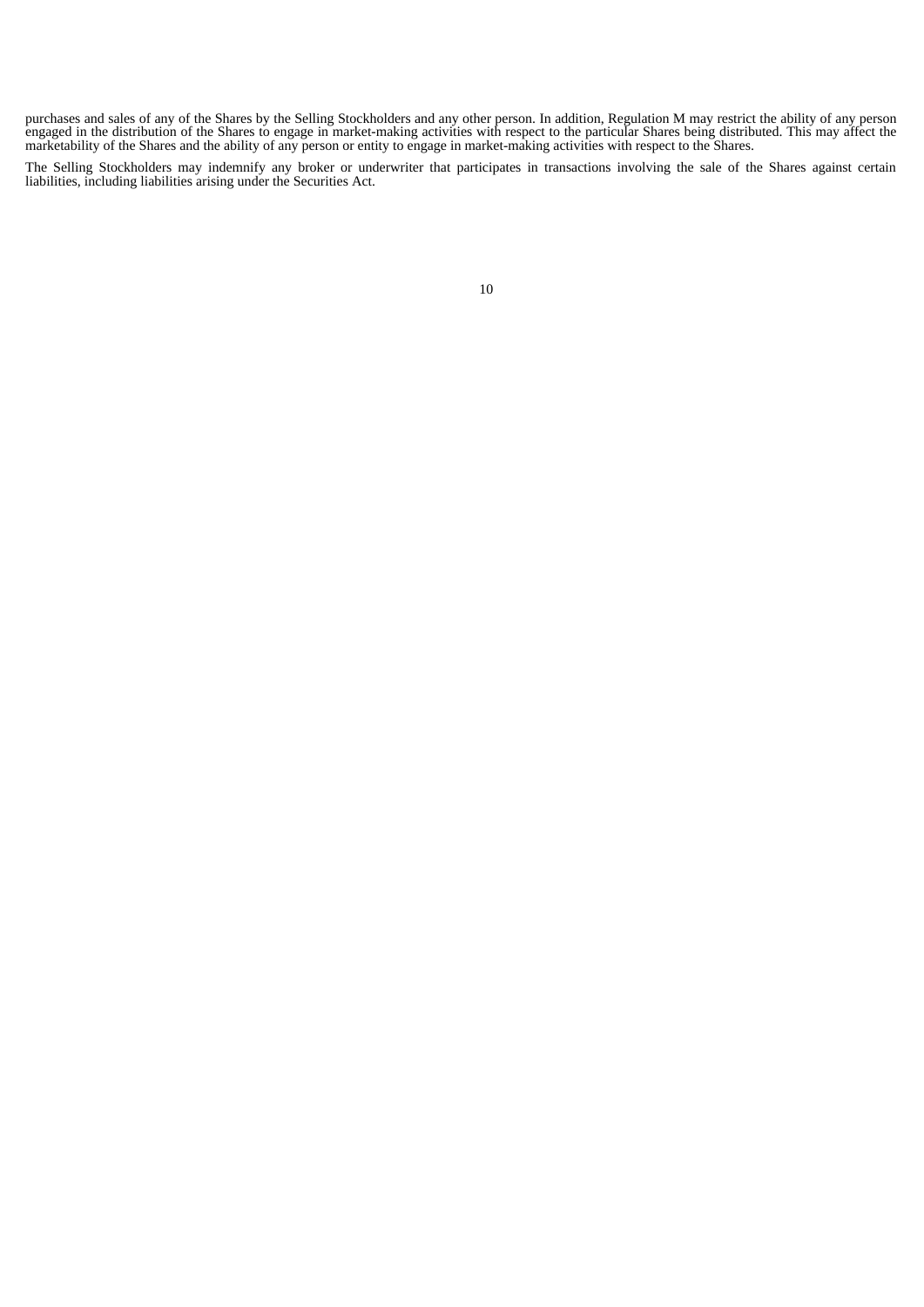purchases and sales of any of the Shares by the Selling Stockholders and any other person. In addition, Regulation M may restrict the ability of any person engaged in the distribution of the Shares to engage in market-making activities with respect to the particular Shares being distributed. This may affect the marketability of the Shares and the ability of any person or entity to engage in market-making activities with respect to the Shares.

The Selling Stockholders may indemnify any broker or underwriter that participates in transactions involving the sale of the Shares against certain liabilities, including liabilities arising under the Securities Act.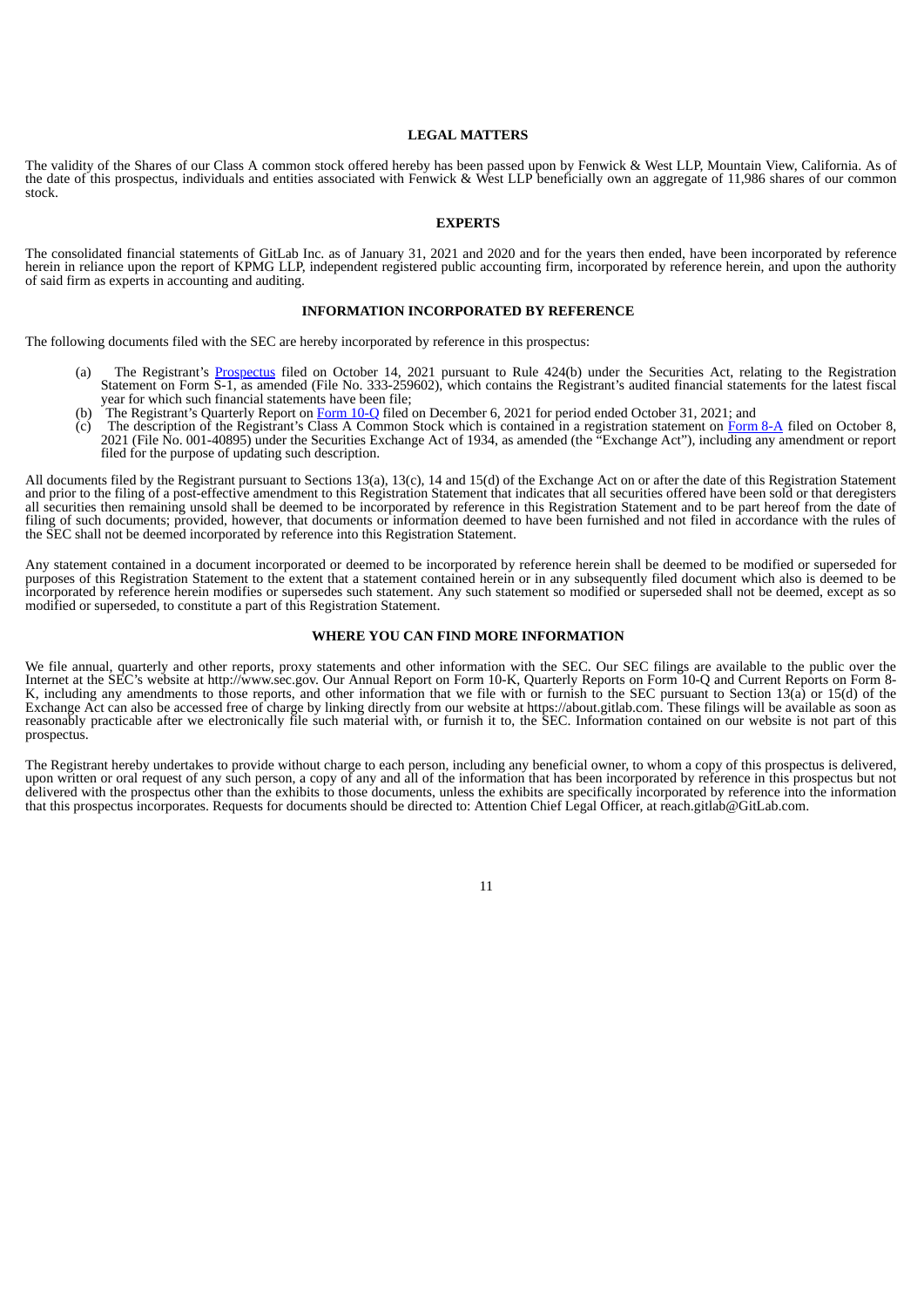## LEGAL MATTERS

The validity of the Shares of our Class A common stock offered hereby has been passed upon by Fenwick & West LLP, Mountain View, California. As of the date of this prospectus, individuals and entities associated with Fenwick & West LLP beneficially own an aggregate of 11,986 shares of our common stock.

## EXPERTS

The consolidated financial statements of GitLab Inc. as of January 31, 2021 and 2020 and for the years then ended, have been incorporated by reference herein in reliance upon the report of KPMG LLP, independent registered public accounting firm, incorporated by reference herein, and upon the authority of said firm as experts in accounting and auditing.

## INFORMATION INCORPORATED BY REFERENCE

The following documents filed with the SEC are hereby incorporated by reference in this prospectus:

(a) The Registrant's Prospectus filed on October 14, 2021 pursuant to Rule 424(b) under the Securities Act, relating to the Registration Statement on Form S-1, as amended (File No. 333-259602), which contains the Registrant's audited financial statements for the latest fiscal year for which such financial statements have been file;

(b) The Registrant's Quarterly Report on Form 10-Q filed on December 6, 2021 for period ended October 31, 2021; and

(c) The description of the Registrant's Class A Common Stock which is contained in a registration statement on Form 8-A filed on October 8, 2021 (File No. 001-40895) under the Securities Exchange Act of 1934, as amended (the "Exchange Act"), including any amendment or report filed for the purpose of updating such description.

All documents filed by the Registrant pursuant to Sections 13(a), 13(c), 14 and 15(d) of the Exchange Act on or after the date of this Registration Statement and prior to the filing of a post-effective amendment to this Registration Statement that indicates that all securities offered have been sold or that deregisters all securities then remaining unsold shall be deemed to be incorporated by reference in this Registration Statement and to be part hereof from the date of filing of such documents; provided, however, that documents or information deemed to have been furnished and not filed in accordance with the rules of the SEC shall not be deemed incorporated by reference into this Registration Statement.

Any statement contained in a document incorporated or deemed to be incorporated by reference herein shall be deemed to be modified or superseded for purposes of this Registration Statement to the extent that a statement contained herein or in any subsequently filed document which also is deemed to be incorporated by reference herein modifies or supersedes such statement. Any such statement so modified or superseded shall not be deemed, except as so modified or superseded, to constitute a part of this Registration Statement.

## WHERE YOU CAN FIND MORE INFORMATION

We file annual, quarterly and other reports, proxy statements and other information with the SEC. Our SEC filings are available to the public over the Internet at the SEC's website at http://www.sec.gov. Our Annual Report on Form 10-K, Quarterly Reports on Form 10-Q and Current Reports on Form 8-K, including any amendments to those reports, and other information that we file with or furnish to the SEC pursuant to Section 13(a) or 15(d) of the Exchange Act can also be accessed free of charge by linking directly from our website at https://about.gitlab.com. These filings will be available as soon as reasonably practicable after we electronically file such material with, or furnish it to, the SEC. Information contained on our website is not part of this prospectus.

The Registrant hereby undertakes to provide without charge to each person, including any beneficial owner, to whom a copy of this prospectus is delivered, upon written or oral request of any such person, a copy of any and all of the information that has been incorporated by reference in this prospectus but not delivered with the prospectus other than the exhibits to those documents, unless the exhibits are specifically incorporated by reference into the information that this prospectus incorporates. Requests for documents should be directed to: Attention Chief Legal Officer, at reach.gitlab@GitLab.com.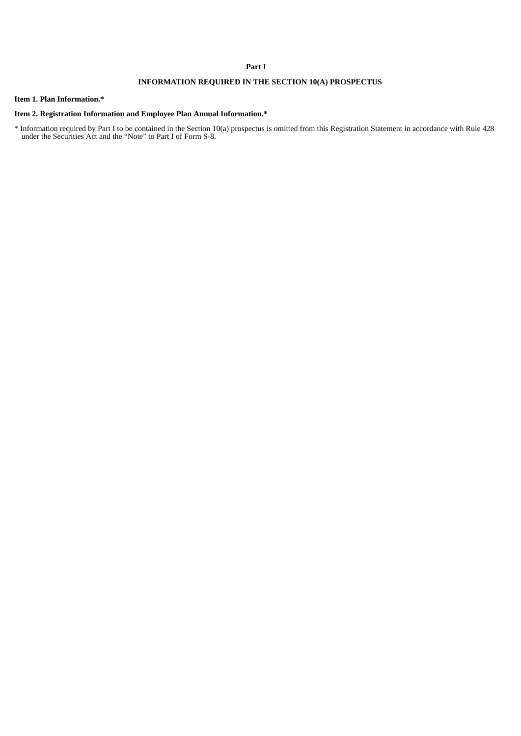## Part I

## INFORMATION REQUIRED IN THE SECTION 10(A) PROSPECTUS

**Item 1. Plan Information.***

**Item 2. Registration Information and Employee Plan Annual Information.***

* Information required by Part I to be contained in the Section 10(a) prospectus is omitted from this Registration Statement in accordance with Rule 428 under the Securities Act and the "Note" to Part I of Form S-8.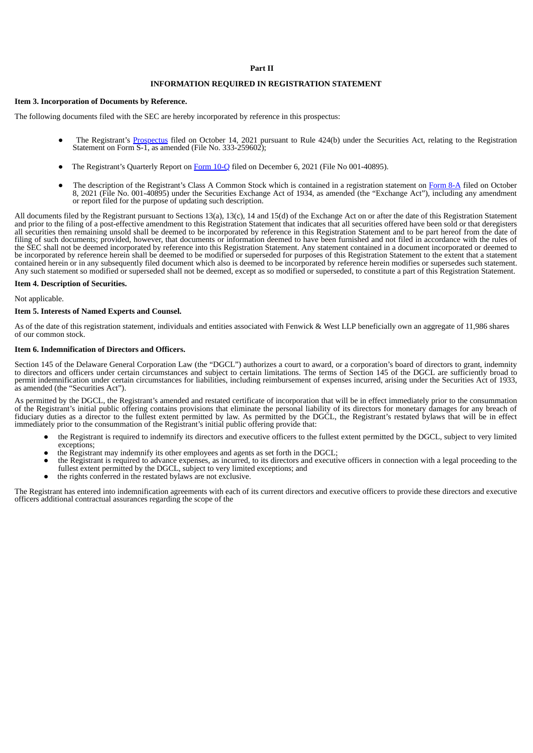## Part II

## INFORMATION REQUIRED IN REGISTRATION STATEMENT

**Item 3. Incorporation of Documents by Reference.**

The following documents filed with the SEC are hereby incorporated by reference in this prospectus:

- The Registrant's Prospectus filed on October 14, 2021 pursuant to Rule 424(b) under the Securities Act, relating to the Registration Statement on Form S-1, as amended (File No. 333-259602);

- The Registrant's Quarterly Report on Form 10-Q filed on December 6, 2021 (File No 001-40895).

- The description of the Registrant's Class A Common Stock which is contained in a registration statement on Form 8-A filed on October 8, 2021 (File No. 001-40895) under the Securities Exchange Act of 1934, as amended (the "Exchange Act"), including any amendment or report filed for the purpose of updating such description.

All documents filed by the Registrant pursuant to Sections 13(a), 13(c), 14 and 15(d) of the Exchange Act on or after the date of this Registration Statement and prior to the filing of a post-effective amendment to this Registration Statement that indicates that all securities offered have been sold or that deregisters all securities then remaining unsold shall be deemed to be incorporated by reference in this Registration Statement and to be part hereof from the date of filing of such documents; provided, however, that documents or information deemed to have been furnished and not filed in accordance with the rules of the SEC shall not be deemed incorporated by reference into this Registration Statement. Any statement contained in a document incorporated or deemed to be incorporated by reference herein shall be deemed to be modified or superseded for purposes of this Registration Statement to the extent that a statement contained herein or in any subsequently filed document which also is deemed to be incorporated by reference herein modifies or supersedes such statement. Any such statement so modified or superseded shall not be deemed, except as so modified or superseded, to constitute a part of this Registration Statement.

**Item 4. Description of Securities.**

Not applicable.

**Item 5. Interests of Named Experts and Counsel.**

As of the date of this registration statement, individuals and entities associated with Fenwick & West LLP beneficially own an aggregate of 11,986 shares of our common stock.

**Item 6. Indemnification of Directors and Officers.**

Section 145 of the Delaware General Corporation Law (the "DGCL") authorizes a court to award, or a corporation's board of directors to grant, indemnity to directors and officers under certain circumstances and subject to certain limitations. The terms of Section 145 of the DGCL are sufficiently broad to permit indemnification under certain circumstances for liabilities, including reimbursement of expenses incurred, arising under the Securities Act of 1933, as amended (the "Securities Act").

As permitted by the DGCL, the Registrant's amended and restated certificate of incorporation that will be in effect immediately prior to the consummation of the Registrant's initial public offering contains provisions that eliminate the personal liability of its directors for monetary damages for any breach of fiduciary duties as a director to the fullest extent permitted by law. As permitted by the DGCL, the Registrant's restated bylaws that will be in effect immediately prior to the consummation of the Registrant's initial public offering provide that:

- the Registrant is required to indemnify its directors and executive officers to the fullest extent permitted by the DGCL, subject to very limited exceptions;
- the Registrant may indemnify its other employees and agents as set forth in the DGCL;
- the Registrant is required to advance expenses, as incurred, to its directors and executive officers in connection with a legal proceeding to the fullest extent permitted by the DGCL, subject to very limited exceptions; and
- the rights conferred in the restated bylaws are not exclusive.

The Registrant has entered into indemnification agreements with each of its current directors and executive officers to provide these directors and executive officers additional contractual assurances regarding the scope of the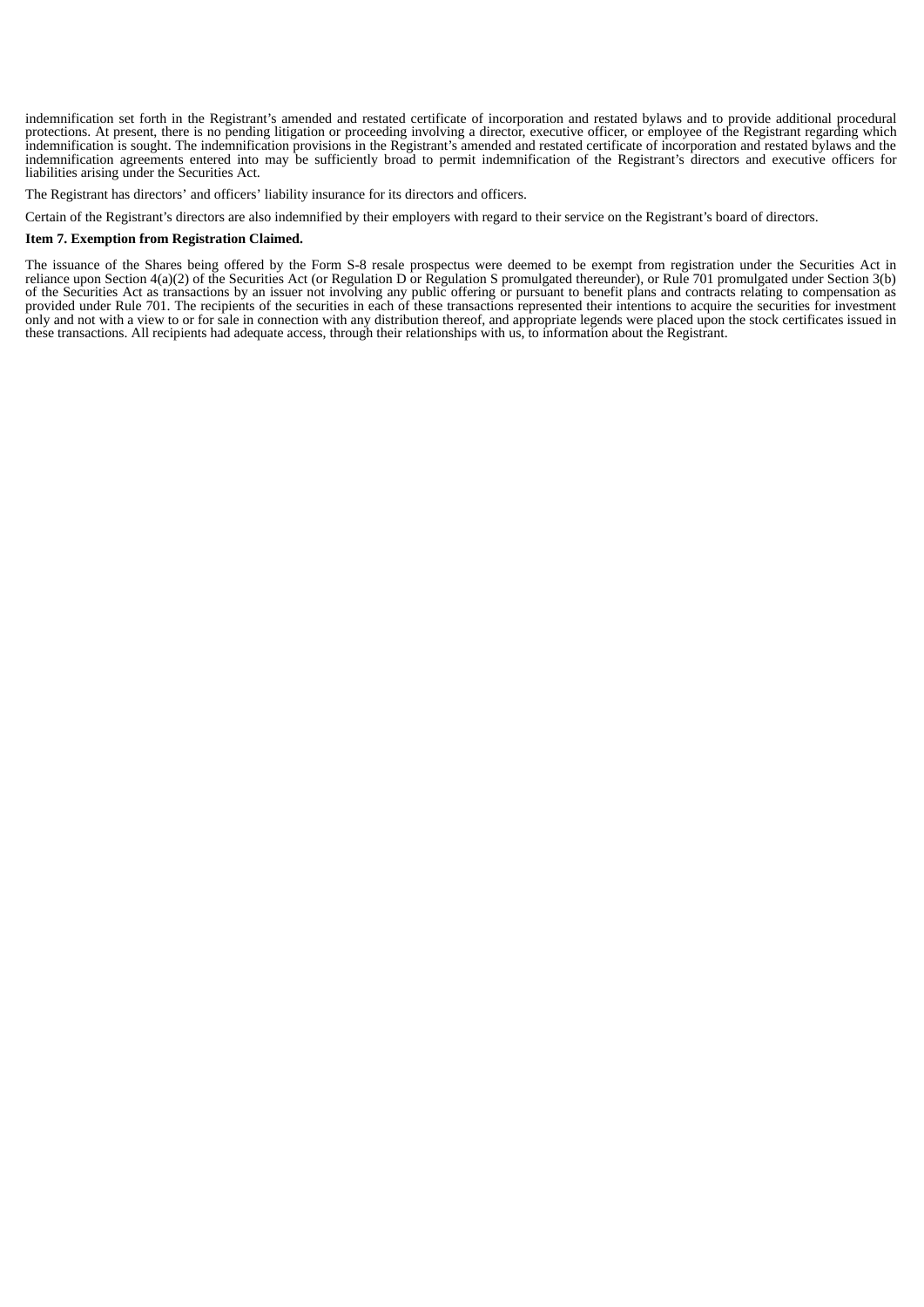indemnification set forth in the Registrant's amended and restated certificate of incorporation and restated bylaws and to provide additional procedural protections. At present, there is no pending litigation or proceeding involving a director, executive officer, or employee of the Registrant regarding which indemnification is sought. The indemnification provisions in the Registrant's amended and restated certificate of incorporation and restated bylaws and the indemnification agreements entered into may be sufficiently broad to permit indemnification of the Registrant's directors and executive officers for liabilities arising under the Securities Act.

The Registrant has directors' and officers' liability insurance for its directors and officers.

Certain of the Registrant's directors are also indemnified by their employers with regard to their service on the Registrant's board of directors.

**Item 7. Exemption from Registration Claimed.**

The issuance of the Shares being offered by the Form S-8 resale prospectus were deemed to be exempt from registration under the Securities Act in reliance upon Section 4(a)(2) of the Securities Act (or Regulation D or Regulation S promulgated thereunder), or Rule 701 promulgated under Section 3(b) of the Securities Act as transactions by an issuer not involving any public offering or pursuant to benefit plans and contracts relating to compensation as provided under Rule 701. The recipients of the securities in each of these transactions represented their intentions to acquire the securities for investment only and not with a view to or for sale in connection with any distribution thereof, and appropriate legends were placed upon the stock certificates issued in these transactions. All recipients had adequate access, through their relationships with us, to information about the Registrant.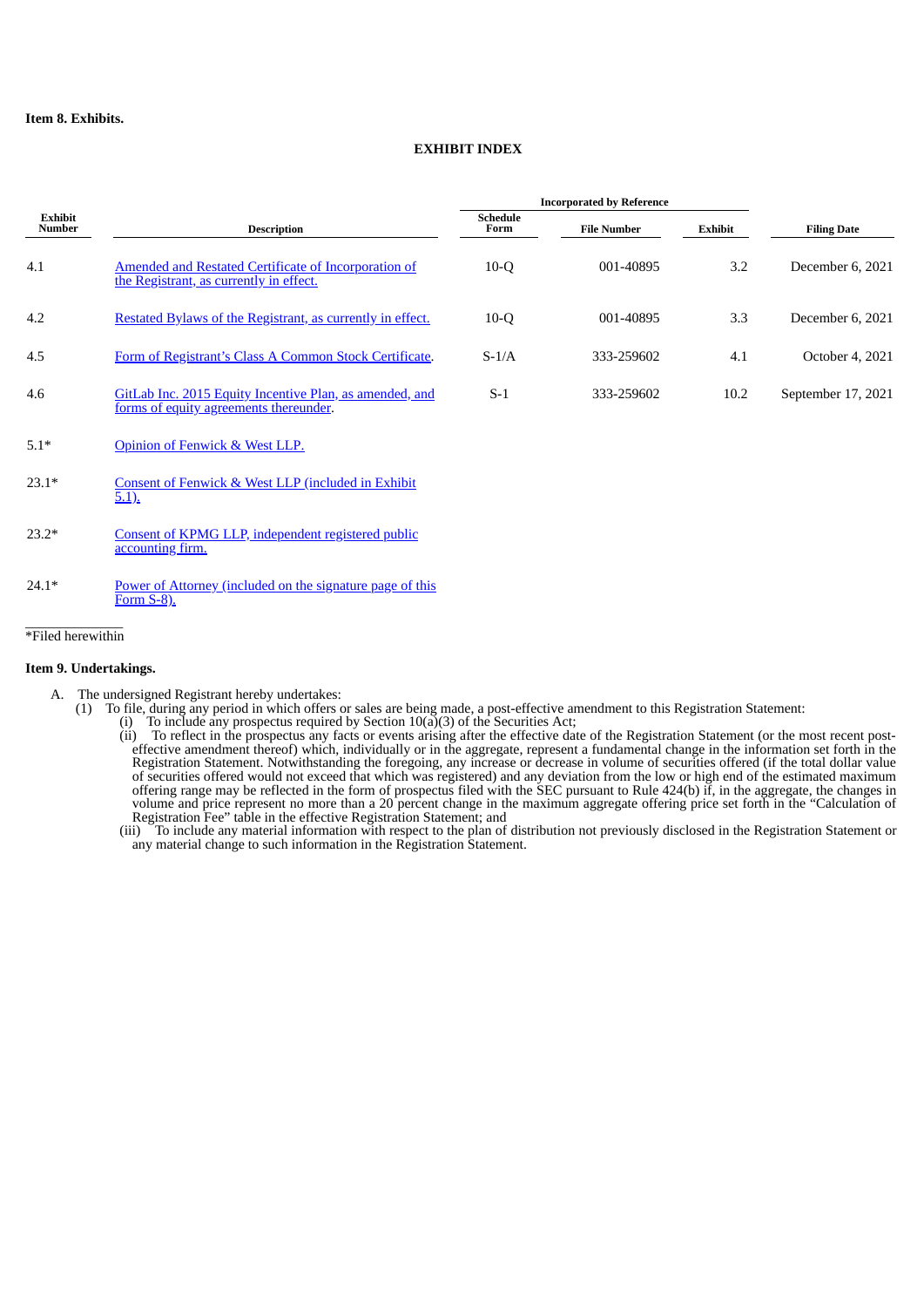**Item 8. Exhibits.**

**EXHIBIT INDEX**

| Exhibit Number | Description | Incorporated by Reference | | | Filing Date |
|---|---|---|---|---|---|
| | | Schedule Form | File Number | Exhibit | |
| 4.1 | Amended and Restated Certificate of Incorporation of the Registrant, as currently in effect. | 10-Q | 001-40895 | 3.2 | December 6, 2021 |
| 4.2 | Restated Bylaws of the Registrant, as currently in effect. | 10-Q | 001-40895 | 3.3 | December 6, 2021 |
| 4.5 | Form of Registrant's Class A Common Stock Certificate. | S-1/A | 333-259602 | 4.1 | October 4, 2021 |
| 4.6 | GitLab Inc. 2015 Equity Incentive Plan, as amended, and forms of equity agreements thereunder. | S-1 | 333-259602 | 10.2 | September 17, 2021 |
| 5.1* | Opinion of Fenwick & West LLP. | | | | |
| 23.1* | Consent of Fenwick & West LLP (included in Exhibit 5.1). | | | | |
| 23.2* | Consent of KPMG LLP, independent registered public accounting firm. | | | | |
| 24.1* | Power of Attorney (included on the signature page of this Form S-8). | | | | |

*Filed herewithin

**Item 9. Undertakings.**

A. The undersigned Registrant hereby undertakes:

(1) To file, during any period in which offers or sales are being made, a post-effective amendment to this Registration Statement:

(i) To include any prospectus required by Section 10(a)(3) of the Securities Act;

(ii) To reflect in the prospectus any facts or events arising after the effective date of the Registration Statement (or the most recent post-effective amendment thereof) which, individually or in the aggregate, represent a fundamental change in the information set forth in the Registration Statement. Notwithstanding the foregoing, any increase or decrease in volume of securities offered (if the total dollar value of securities offered would not exceed that which was registered) and any deviation from the low or high end of the estimated maximum offering range may be reflected in the form of prospectus filed with the SEC pursuant to Rule 424(b) if, in the aggregate, the changes in volume and price represent no more than a 20 percent change in the maximum aggregate offering price set forth in the "Calculation of Registration Fee" table in the effective Registration Statement; and

(iii) To include any material information with respect to the plan of distribution not previously disclosed in the Registration Statement or any material change to such information in the Registration Statement.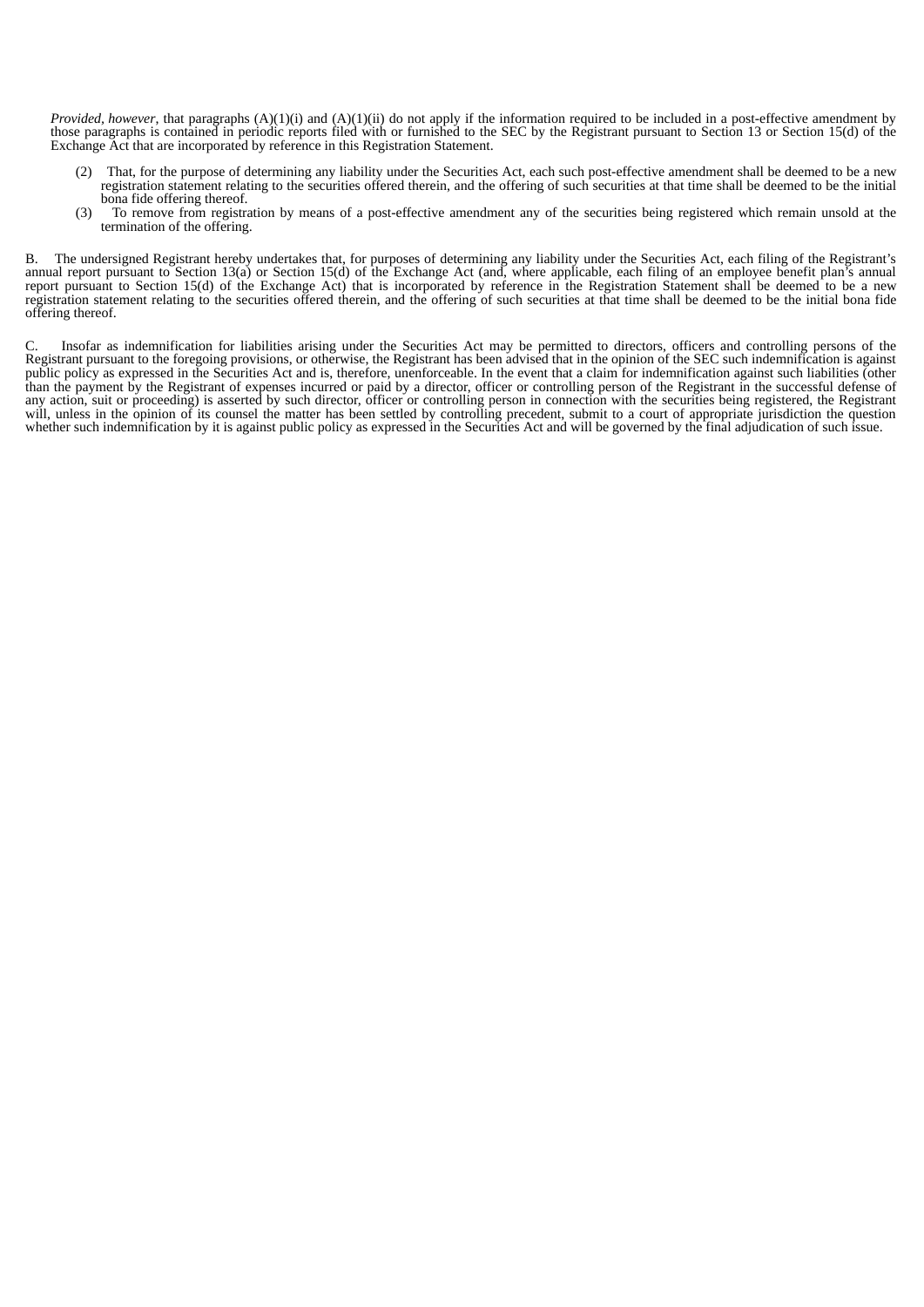*Provided, however*, that paragraphs (A)(1)(i) and (A)(1)(ii) do not apply if the information required to be included in a post-effective amendment by those paragraphs is contained in periodic reports filed with or furnished to the SEC by the Registrant pursuant to Section 13 or Section 15(d) of the Exchange Act that are incorporated by reference in this Registration Statement.

(2) That, for the purpose of determining any liability under the Securities Act, each such post-effective amendment shall be deemed to be a new registration statement relating to the securities offered therein, and the offering of such securities at that time shall be deemed to be the initial bona fide offering thereof.

(3) To remove from registration by means of a post-effective amendment any of the securities being registered which remain unsold at the termination of the offering.

B. The undersigned Registrant hereby undertakes that, for purposes of determining any liability under the Securities Act, each filing of the Registrant's annual report pursuant to Section 13(a) or Section 15(d) of the Exchange Act (and, where applicable, each filing of an employee benefit plan's annual report pursuant to Section 15(d) of the Exchange Act) that is incorporated by reference in the Registration Statement shall be deemed to be a new registration statement relating to the securities offered therein, and the offering of such securities at that time shall be deemed to be the initial bona fide offering thereof.

C. Insofar as indemnification for liabilities arising under the Securities Act may be permitted to directors, officers and controlling persons of the Registrant pursuant to the foregoing provisions, or otherwise, the Registrant has been advised that in the opinion of the SEC such indemnification is against public policy as expressed in the Securities Act and is, therefore, unenforceable. In the event that a claim for indemnification against such liabilities (other than the payment by the Registrant of expenses incurred or paid by a director, officer or controlling person of the Registrant in the successful defense of any action, suit or proceeding) is asserted by such director, officer or controlling person in connection with the securities being registered, the Registrant will, unless in the opinion of its counsel the matter has been settled by controlling precedent, submit to a court of appropriate jurisdiction the question whether such indemnification by it is against public policy as expressed in the Securities Act and will be governed by the final adjudication of such issue.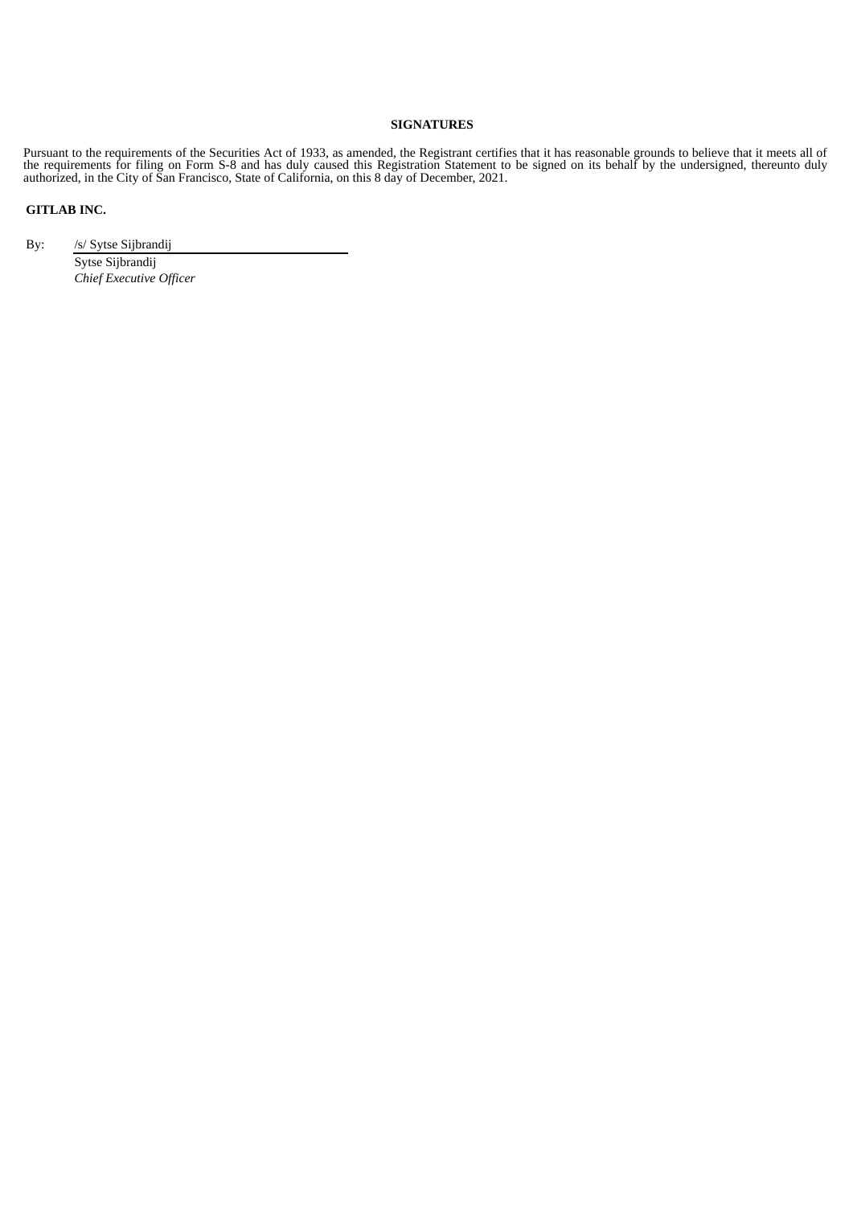## SIGNATURES

Pursuant to the requirements of the Securities Act of 1933, as amended, the Registrant certifies that it has reasonable grounds to believe that it meets all of the requirements for filing on Form S-8 and has duly caused this Registration Statement to be signed on its behalf by the undersigned, thereunto duly authorized, in the City of San Francisco, State of California, on this 8 day of December, 2021.

**GITLAB INC.**

By: /s/ Sytse Sijbrandij

Sytse Sijbrandij

*Chief Executive Officer*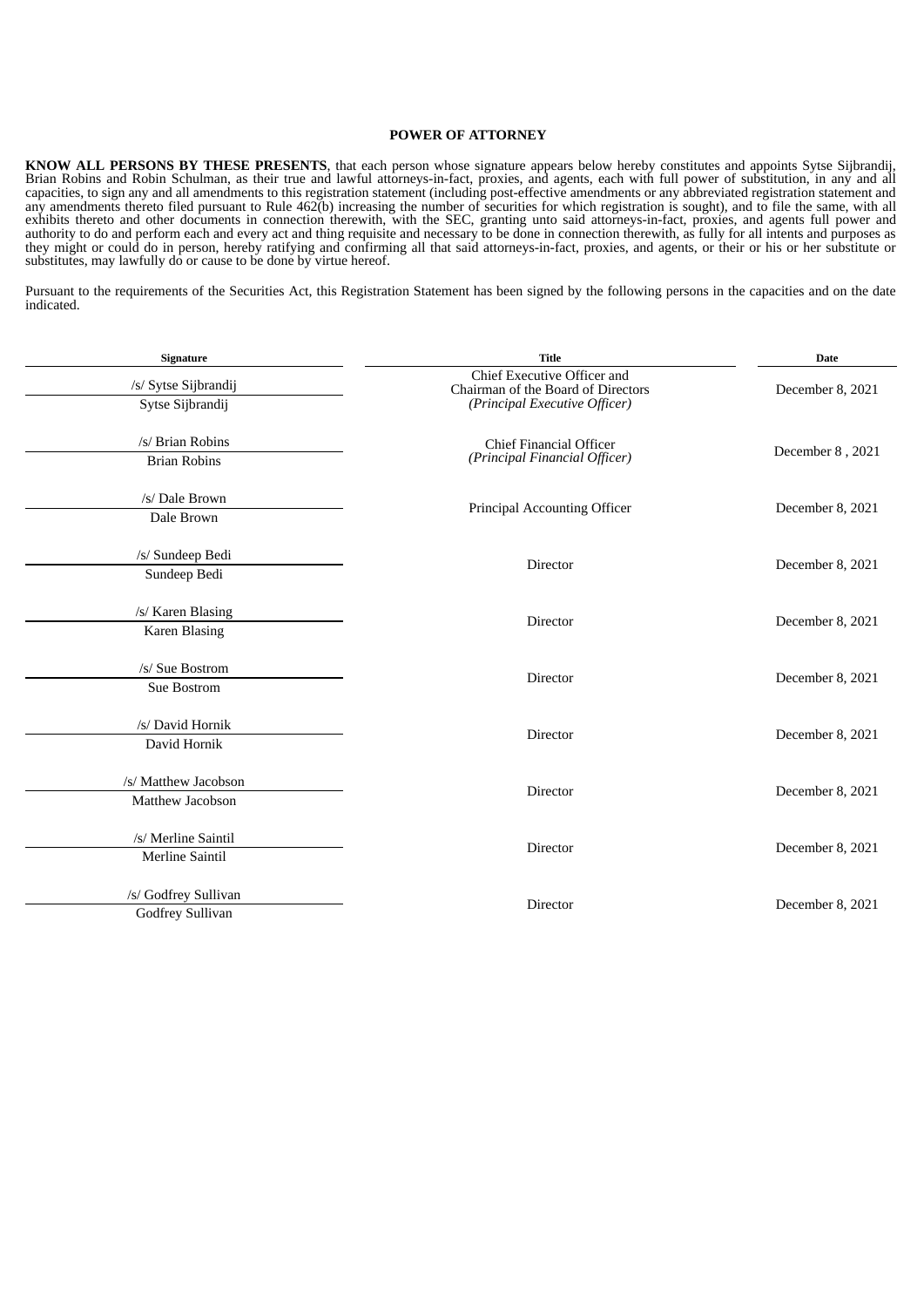## POWER OF ATTORNEY

**KNOW ALL PERSONS BY THESE PRESENTS**, that each person whose signature appears below hereby constitutes and appoints Sytse Sijbrandij, Brian Robins and Robin Schulman, as their true and lawful attorneys-in-fact, proxies, and agents, each with full power of substitution, in any and all capacities, to sign any and all amendments to this registration statement (including post-effective amendments or any abbreviated registration statement and any amendments thereto filed pursuant to Rule 462(b) increasing the number of securities for which registration is sought), and to file the same, with all exhibits thereto and other documents in connection therewith, with the SEC, granting unto said attorneys-in-fact, proxies, and agents full power and authority to do and perform each and every act and thing requisite and necessary to be done in connection therewith, as fully for all intents and purposes as they might or could do in person, hereby ratifying and confirming all that said attorneys-in-fact, proxies, and agents, or their or his or her substitute or substitutes, may lawfully do or cause to be done by virtue hereof.

Pursuant to the requirements of the Securities Act, this Registration Statement has been signed by the following persons in the capacities and on the date indicated.

| Signature | Title | Date |
|---|---|---|
| /s/ Sytse Sijbrandij<br>Sytse Sijbrandij | Chief Executive Officer and Chairman of the Board of Directors<br>*(Principal Executive Officer)* | December 8, 2021 |
| /s/ Brian Robins<br>Brian Robins | Chief Financial Officer<br>*(Principal Financial Officer)* | December 8 , 2021 |
| /s/ Dale Brown<br>Dale Brown | Principal Accounting Officer | December 8, 2021 |
| /s/ Sundeep Bedi<br>Sundeep Bedi | Director | December 8, 2021 |
| /s/ Karen Blasing<br>Karen Blasing | Director | December 8, 2021 |
| /s/ Sue Bostrom<br>Sue Bostrom | Director | December 8, 2021 |
| /s/ David Hornik<br>David Hornik | Director | December 8, 2021 |
| /s/ Matthew Jacobson<br>Matthew Jacobson | Director | December 8, 2021 |
| /s/ Merline Saintil<br>Merline Saintil | Director | December 8, 2021 |
| /s/ Godfrey Sullivan<br>Godfrey Sullivan | Director | December 8, 2021 |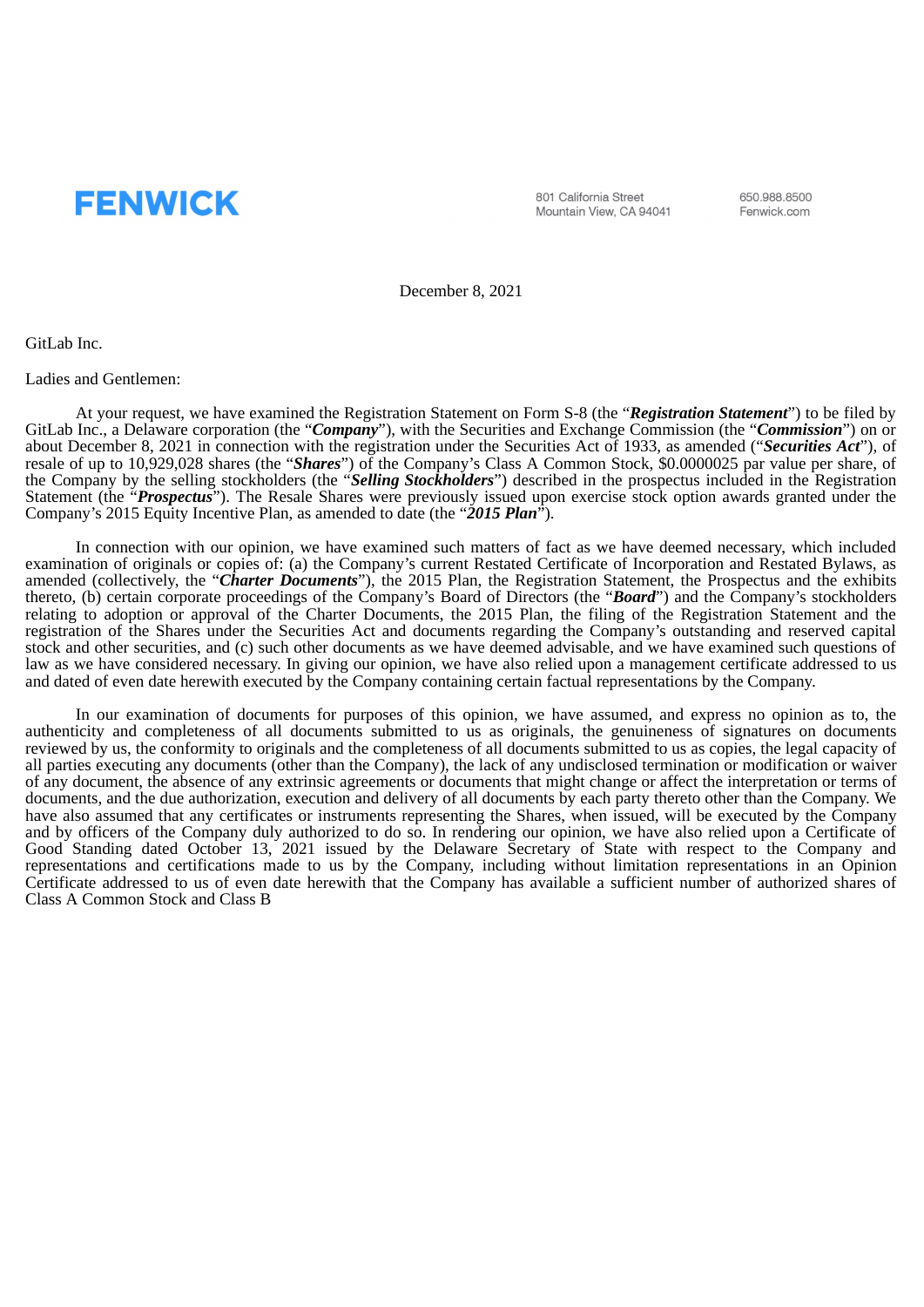**FENWICK**

801 California Street
Mountain View, CA 94041

650.988.8500
Fenwick.com

December 8, 2021

GitLab Inc.

Ladies and Gentlemen:

At your request, we have examined the Registration Statement on Form S-8 (the "***Registration Statement***") to be filed by GitLab Inc., a Delaware corporation (the "***Company***"), with the Securities and Exchange Commission (the "***Commission***") on or about December 8, 2021 in connection with the registration under the Securities Act of 1933, as amended ("***Securities Act***"), of resale of up to 10,929,028 shares (the "***Shares***") of the Company's Class A Common Stock, $0.0000025 par value per share, of the Company by the selling stockholders (the "***Selling Stockholders***") described in the prospectus included in the Registration Statement (the "***Prospectus***"). The Resale Shares were previously issued upon exercise stock option awards granted under the Company's 2015 Equity Incentive Plan, as amended to date (the "***2015 Plan***").

In connection with our opinion, we have examined such matters of fact as we have deemed necessary, which included examination of originals or copies of: (a) the Company's current Restated Certificate of Incorporation and Restated Bylaws, as amended (collectively, the "***Charter Documents***"), the 2015 Plan, the Registration Statement, the Prospectus and the exhibits thereto, (b) certain corporate proceedings of the Company's Board of Directors (the "***Board***") and the Company's stockholders relating to adoption or approval of the Charter Documents, the 2015 Plan, the filing of the Registration Statement and the registration of the Shares under the Securities Act and documents regarding the Company's outstanding and reserved capital stock and other securities, and (c) such other documents as we have deemed advisable, and we have examined such questions of law as we have considered necessary. In giving our opinion, we have also relied upon a management certificate addressed to us and dated of even date herewith executed by the Company containing certain factual representations by the Company.

In our examination of documents for purposes of this opinion, we have assumed, and express no opinion as to, the authenticity and completeness of all documents submitted to us as originals, the genuineness of signatures on documents reviewed by us, the conformity to originals and the completeness of all documents submitted to us as copies, the legal capacity of all parties executing any documents (other than the Company), the lack of any undisclosed termination or modification or waiver of any document, the absence of any extrinsic agreements or documents that might change or affect the interpretation or terms of documents, and the due authorization, execution and delivery of all documents by each party thereto other than the Company. We have also assumed that any certificates or instruments representing the Shares, when issued, will be executed by the Company and by officers of the Company duly authorized to do so. In rendering our opinion, we have also relied upon a Certificate of Good Standing dated October 13, 2021 issued by the Delaware Secretary of State with respect to the Company and representations and certifications made to us by the Company, including without limitation representations in an Opinion Certificate addressed to us of even date herewith that the Company has available a sufficient number of authorized shares of Class A Common Stock and Class B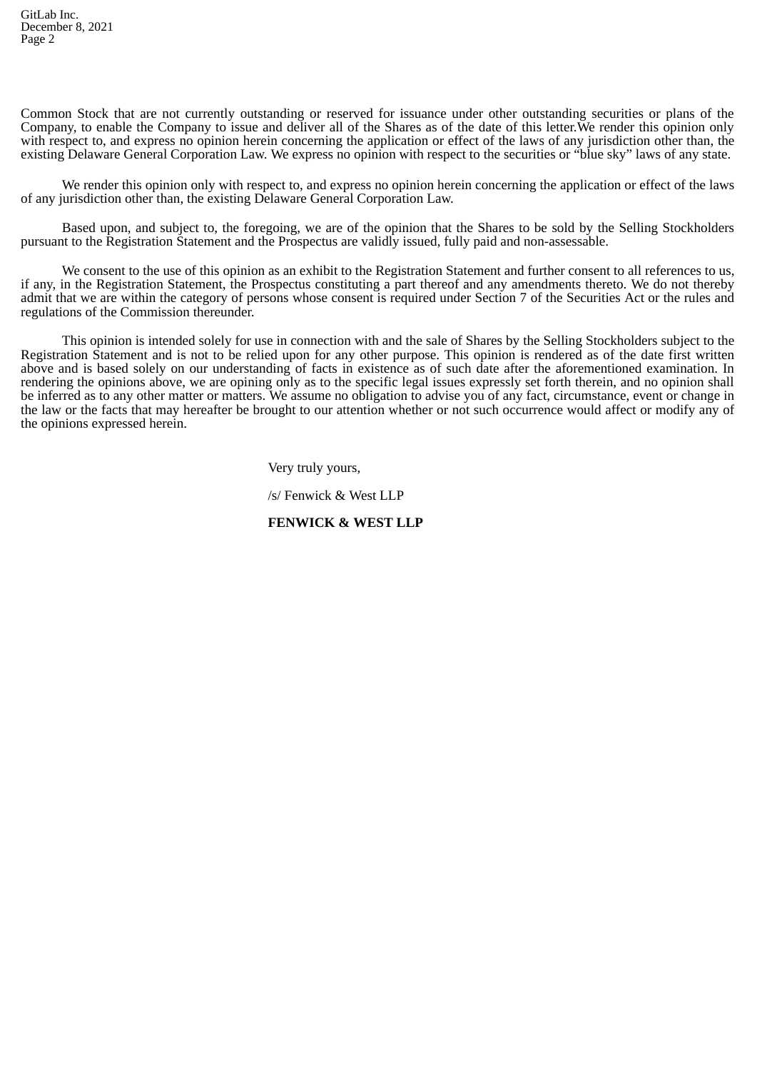Common Stock that are not currently outstanding or reserved for issuance under other outstanding securities or plans of the Company, to enable the Company to issue and deliver all of the Shares as of the date of this letter.We render this opinion only with respect to, and express no opinion herein concerning the application or effect of the laws of any jurisdiction other than, the existing Delaware General Corporation Law. We express no opinion with respect to the securities or "blue sky" laws of any state.

We render this opinion only with respect to, and express no opinion herein concerning the application or effect of the laws of any jurisdiction other than, the existing Delaware General Corporation Law.

Based upon, and subject to, the foregoing, we are of the opinion that the Shares to be sold by the Selling Stockholders pursuant to the Registration Statement and the Prospectus are validly issued, fully paid and non-assessable.

We consent to the use of this opinion as an exhibit to the Registration Statement and further consent to all references to us, if any, in the Registration Statement, the Prospectus constituting a part thereof and any amendments thereto. We do not thereby admit that we are within the category of persons whose consent is required under Section 7 of the Securities Act or the rules and regulations of the Commission thereunder.

This opinion is intended solely for use in connection with and the sale of Shares by the Selling Stockholders subject to the Registration Statement and is not to be relied upon for any other purpose. This opinion is rendered as of the date first written above and is based solely on our understanding of facts in existence as of such date after the aforementioned examination. In rendering the opinions above, we are opining only as to the specific legal issues expressly set forth therein, and no opinion shall be inferred as to any other matter or matters. We assume no obligation to advise you of any fact, circumstance, event or change in the law or the facts that may hereafter be brought to our attention whether or not such occurrence would affect or modify any of the opinions expressed herein.

Very truly yours,

/s/ Fenwick & West LLP

**FENWICK & WEST LLP**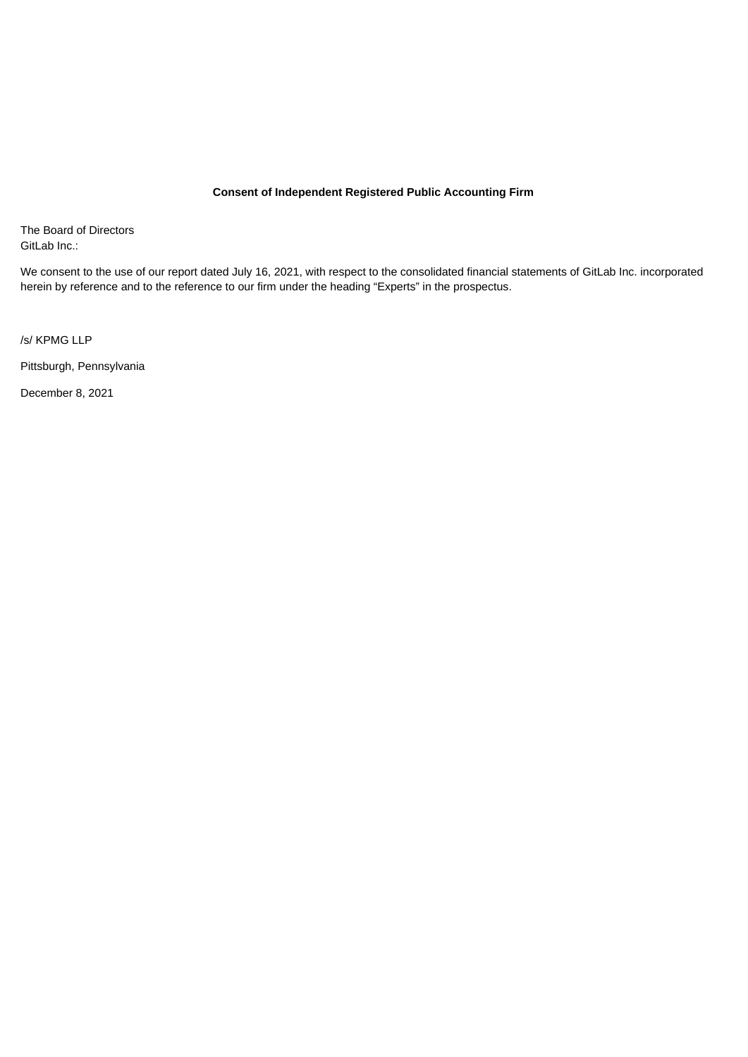**Consent of Independent Registered Public Accounting Firm**

The Board of Directors
GitLab Inc.:

We consent to the use of our report dated July 16, 2021, with respect to the consolidated financial statements of GitLab Inc. incorporated herein by reference and to the reference to our firm under the heading “Experts” in the prospectus.

/s/ KPMG LLP

Pittsburgh, Pennsylvania

December 8, 2021